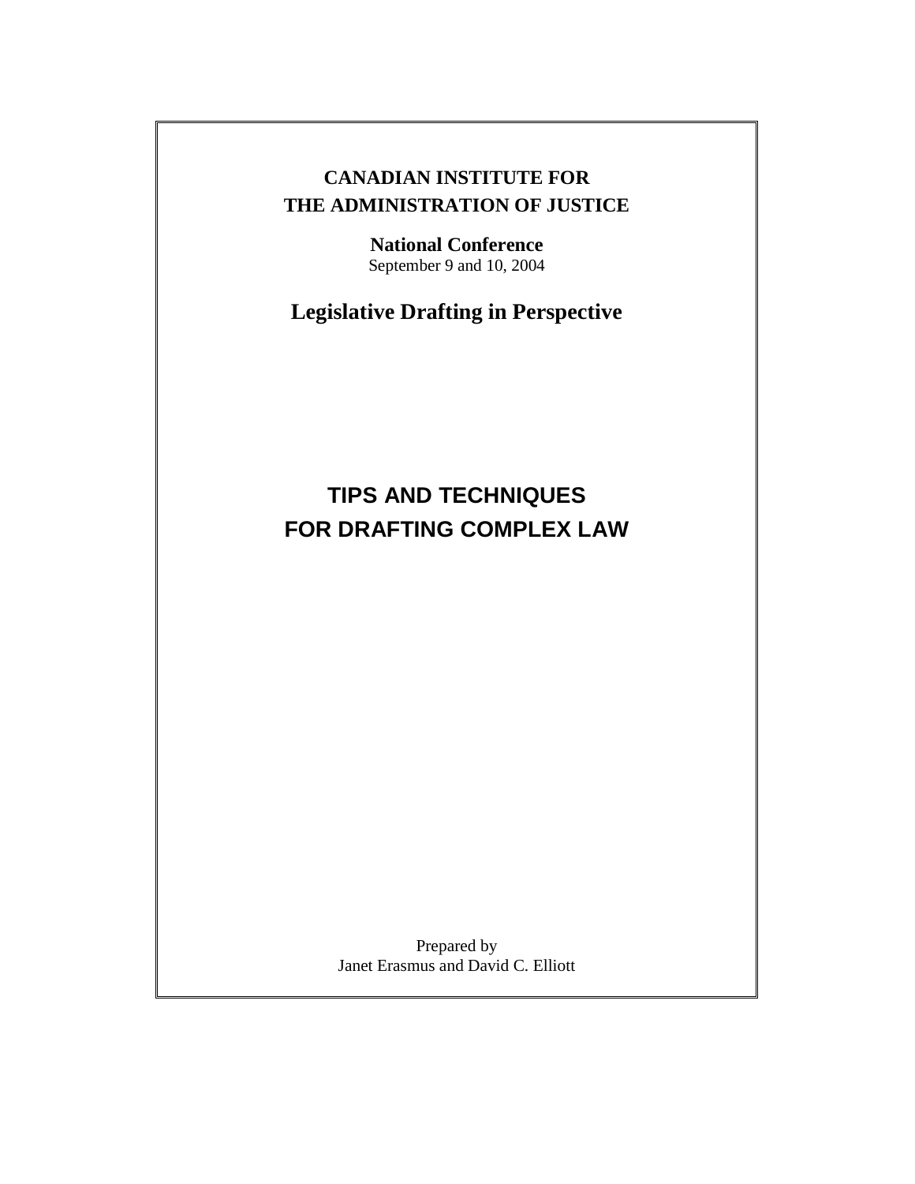**CANADIAN INSTITUTE FOR**
**THE ADMINISTRATION OF JUSTICE**

**National Conference**
September 9 and 10, 2004

**Legislative Drafting in Perspective**

# TIPS AND TECHNIQUES FOR DRAFTING COMPLEX LAW

Prepared by
Janet Erasmus and David C. Elliott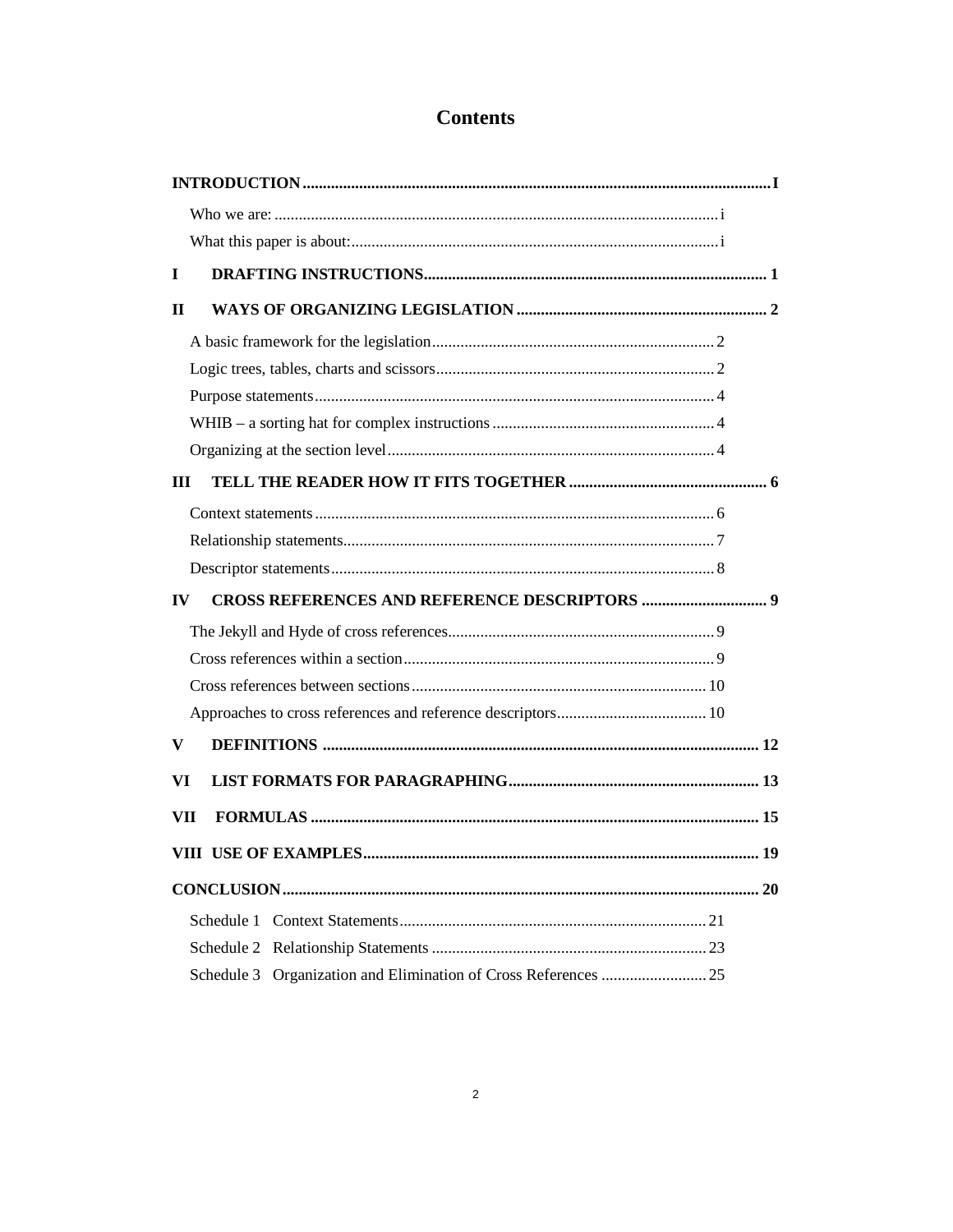# Contents

**INTRODUCTION** .......... **I**

- Who we are: .......... i
- What this paper is about: .......... i

**I DRAFTING INSTRUCTIONS** .......... **1**

**II WAYS OF ORGANIZING LEGISLATION** .......... **2**

- A basic framework for the legislation .......... 2
- Logic trees, tables, charts and scissors .......... 2
- Purpose statements .......... 4
- WHIB – a sorting hat for complex instructions .......... 4
- Organizing at the section level .......... 4

**III TELL THE READER HOW IT FITS TOGETHER** .......... **6**

- Context statements .......... 6
- Relationship statements .......... 7
- Descriptor statements .......... 8

**IV CROSS REFERENCES AND REFERENCE DESCRIPTORS** .......... **9**

- The Jekyll and Hyde of cross references .......... 9
- Cross references within a section .......... 9
- Cross references between sections .......... 10
- Approaches to cross references and reference descriptors .......... 10

**V DEFINITIONS** .......... **12**

**VI LIST FORMATS FOR PARAGRAPHING** .......... **13**

**VII FORMULAS** .......... **15**

**VIII USE OF EXAMPLES** .......... **19**

**CONCLUSION** .......... **20**

- Schedule 1 Context Statements .......... 21
- Schedule 2 Relationship Statements .......... 23
- Schedule 3 Organization and Elimination of Cross References .......... 25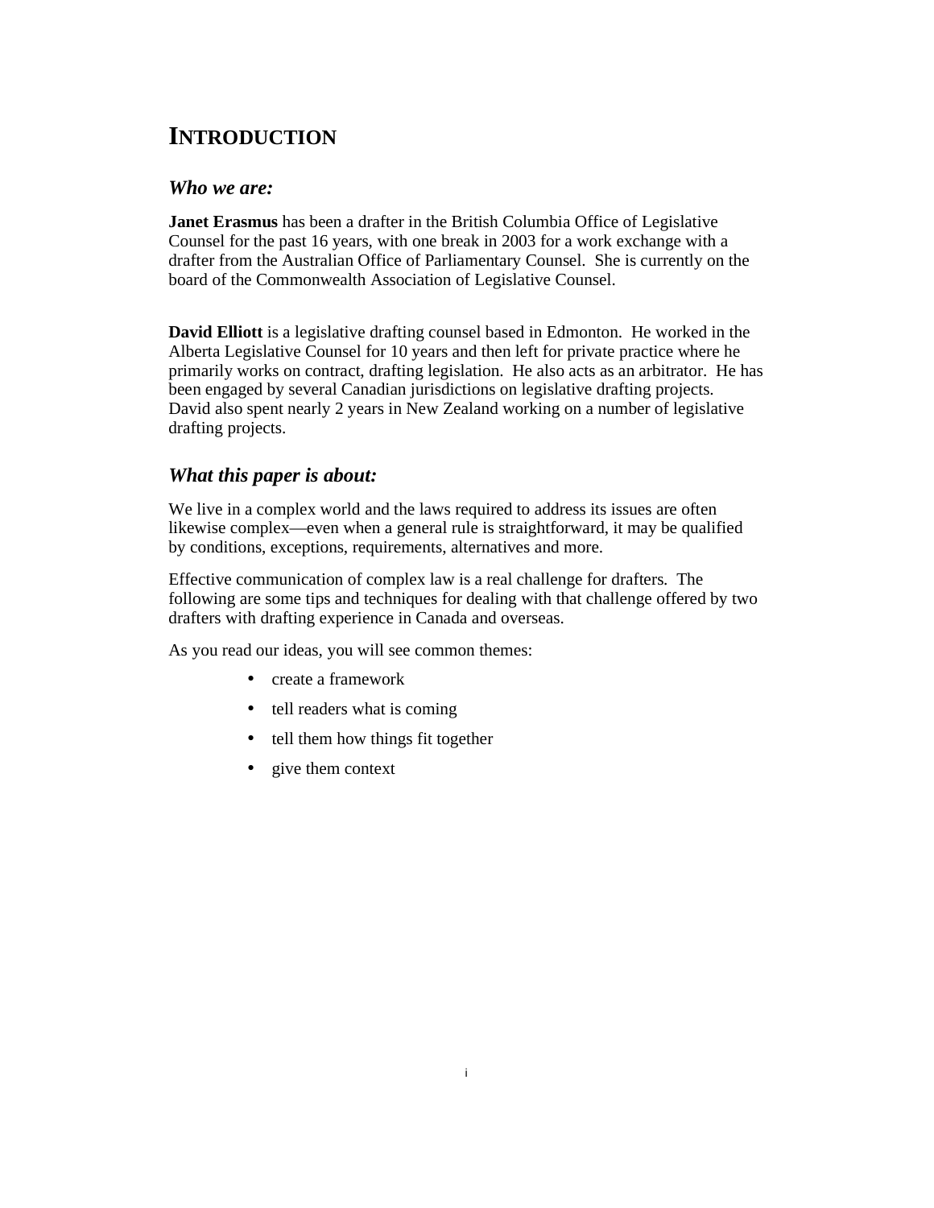# INTRODUCTION

## *Who we are:*

**Janet Erasmus** has been a drafter in the British Columbia Office of Legislative Counsel for the past 16 years, with one break in 2003 for a work exchange with a drafter from the Australian Office of Parliamentary Counsel. She is currently on the board of the Commonwealth Association of Legislative Counsel.

**David Elliott** is a legislative drafting counsel based in Edmonton. He worked in the Alberta Legislative Counsel for 10 years and then left for private practice where he primarily works on contract, drafting legislation. He also acts as an arbitrator. He has been engaged by several Canadian jurisdictions on legislative drafting projects. David also spent nearly 2 years in New Zealand working on a number of legislative drafting projects.

## *What this paper is about:*

We live in a complex world and the laws required to address its issues are often likewise complex—even when a general rule is straightforward, it may be qualified by conditions, exceptions, requirements, alternatives and more.

Effective communication of complex law is a real challenge for drafters. The following are some tips and techniques for dealing with that challenge offered by two drafters with drafting experience in Canada and overseas.

As you read our ideas, you will see common themes:

- create a framework
- tell readers what is coming
- tell them how things fit together
- give them context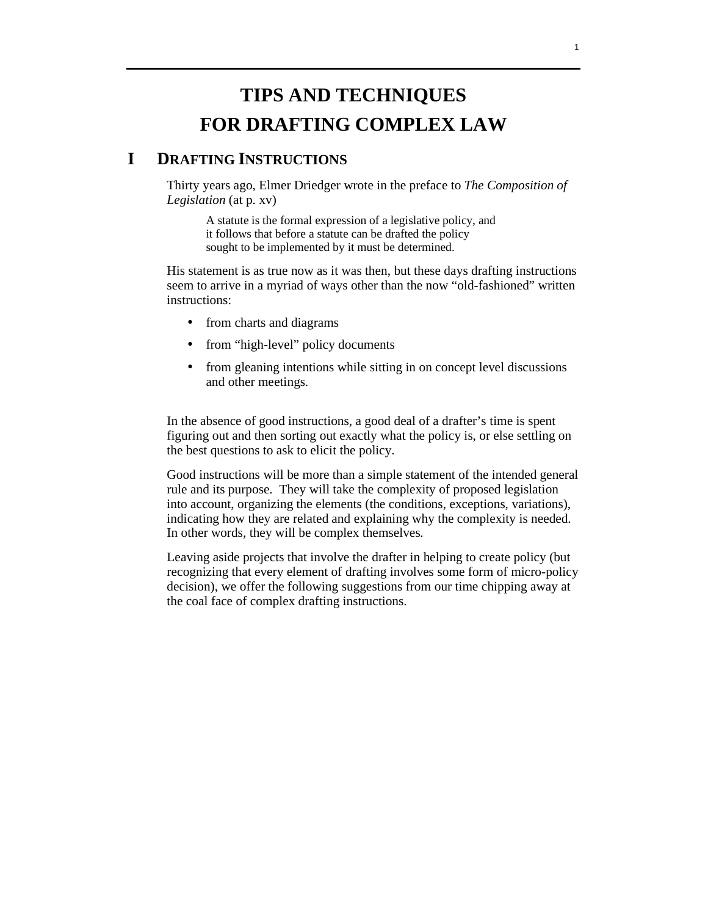# TIPS AND TECHNIQUES FOR DRAFTING COMPLEX LAW

## I DRAFTING INSTRUCTIONS

Thirty years ago, Elmer Driedger wrote in the preface to *The Composition of Legislation* (at p. xv)

> A statute is the formal expression of a legislative policy, and it follows that before a statute can be drafted the policy sought to be implemented by it must be determined.

His statement is as true now as it was then, but these days drafting instructions seem to arrive in a myriad of ways other than the now "old-fashioned" written instructions:

- from charts and diagrams
- from "high-level" policy documents
- from gleaning intentions while sitting in on concept level discussions and other meetings.

In the absence of good instructions, a good deal of a drafter's time is spent figuring out and then sorting out exactly what the policy is, or else settling on the best questions to ask to elicit the policy.

Good instructions will be more than a simple statement of the intended general rule and its purpose. They will take the complexity of proposed legislation into account, organizing the elements (the conditions, exceptions, variations), indicating how they are related and explaining why the complexity is needed. In other words, they will be complex themselves.

Leaving aside projects that involve the drafter in helping to create policy (but recognizing that every element of drafting involves some form of micro-policy decision), we offer the following suggestions from our time chipping away at the coal face of complex drafting instructions.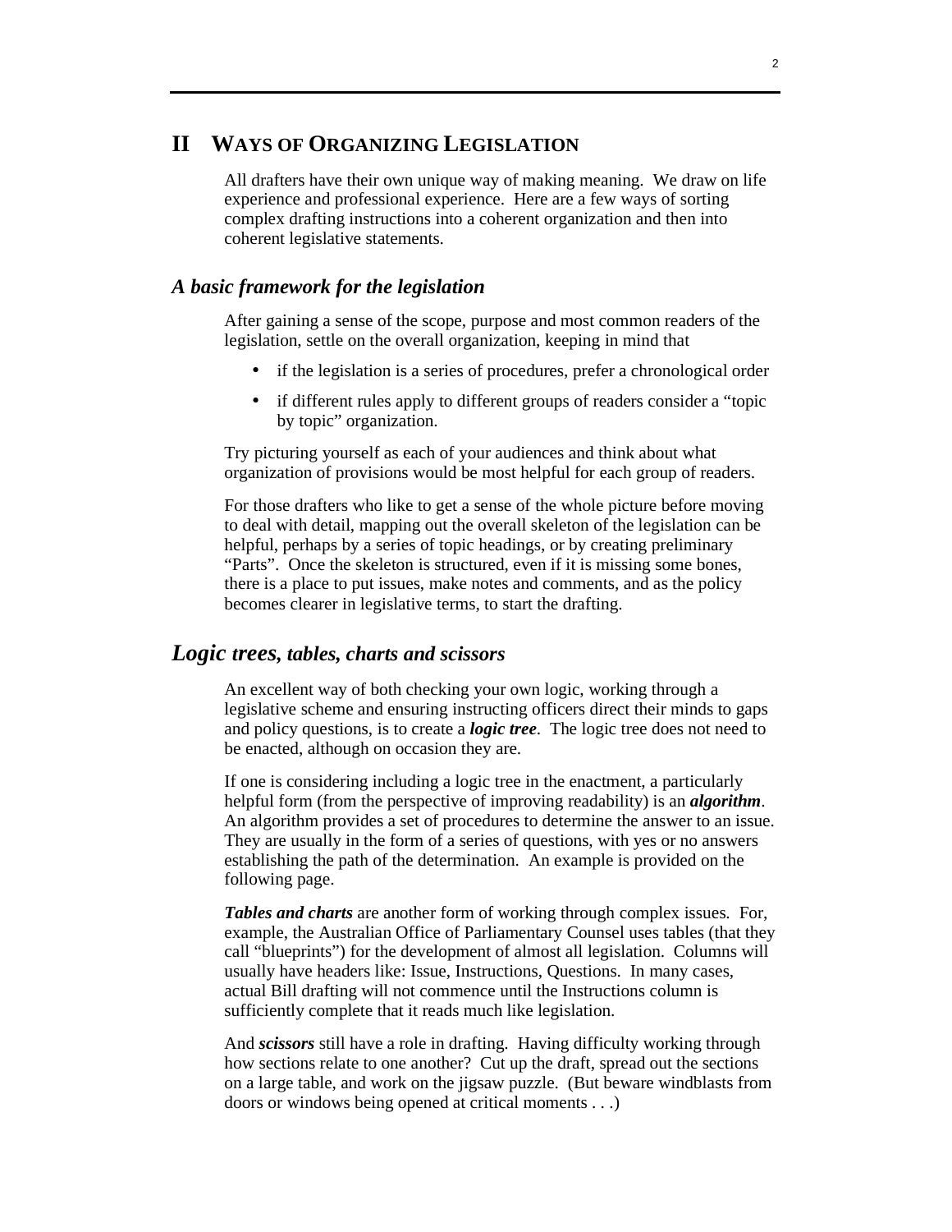## II WAYS OF ORGANIZING LEGISLATION

All drafters have their own unique way of making meaning. We draw on life experience and professional experience. Here are a few ways of sorting complex drafting instructions into a coherent organization and then into coherent legislative statements.

### *A basic framework for the legislation*

After gaining a sense of the scope, purpose and most common readers of the legislation, settle on the overall organization, keeping in mind that

- if the legislation is a series of procedures, prefer a chronological order
- if different rules apply to different groups of readers consider a "topic by topic" organization.

Try picturing yourself as each of your audiences and think about what organization of provisions would be most helpful for each group of readers.

For those drafters who like to get a sense of the whole picture before moving to deal with detail, mapping out the overall skeleton of the legislation can be helpful, perhaps by a series of topic headings, or by creating preliminary "Parts". Once the skeleton is structured, even if it is missing some bones, there is a place to put issues, make notes and comments, and as the policy becomes clearer in legislative terms, to start the drafting.

### *Logic trees, tables, charts and scissors*

An excellent way of both checking your own logic, working through a legislative scheme and ensuring instructing officers direct their minds to gaps and policy questions, is to create a ***logic tree***. The logic tree does not need to be enacted, although on occasion they are.

If one is considering including a logic tree in the enactment, a particularly helpful form (from the perspective of improving readability) is an ***algorithm***. An algorithm provides a set of procedures to determine the answer to an issue. They are usually in the form of a series of questions, with yes or no answers establishing the path of the determination. An example is provided on the following page.

***Tables and charts*** are another form of working through complex issues. For, example, the Australian Office of Parliamentary Counsel uses tables (that they call "blueprints") for the development of almost all legislation. Columns will usually have headers like: Issue, Instructions, Questions. In many cases, actual Bill drafting will not commence until the Instructions column is sufficiently complete that it reads much like legislation.

And ***scissors*** still have a role in drafting. Having difficulty working through how sections relate to one another? Cut up the draft, spread out the sections on a large table, and work on the jigsaw puzzle. (But beware windblasts from doors or windows being opened at critical moments . . .)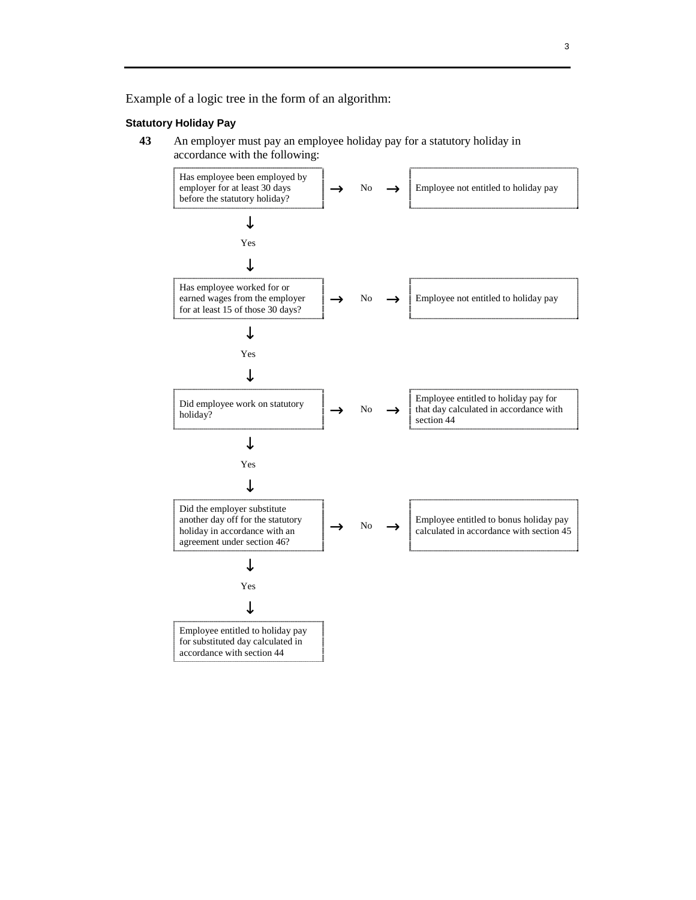Example of a logic tree in the form of an algorithm:

**Statutory Holiday Pay**

**43** An employer must pay an employee holiday pay for a statutory holiday in accordance with the following:

| Question | | Answer | | Result |
|---|---|---|---|---|
| Has employee been employed by employer for at least 30 days before the statutory holiday? | → | No | → | Employee not entitled to holiday pay |
| ↓ Yes ↓ | | | | |
| Has employee worked for or earned wages from the employer for at least 15 of those 30 days? | → | No | → | Employee not entitled to holiday pay |
| ↓ Yes ↓ | | | | |
| Did employee work on statutory holiday? | → | No | → | Employee entitled to holiday pay for that day calculated in accordance with section 44 |
| ↓ Yes ↓ | | | | |
| Did the employer substitute another day off for the statutory holiday in accordance with an agreement under section 46? | → | No | → | Employee entitled to bonus holiday pay calculated in accordance with section 45 |
| ↓ Yes ↓ | | | | |
| Employee entitled to holiday pay for substituted day calculated in accordance with section 44 | | | | |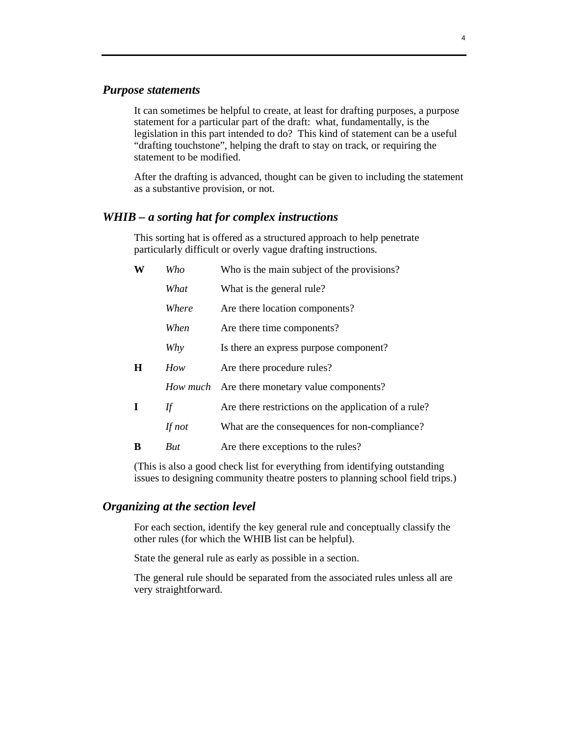### *Purpose statements*

It can sometimes be helpful to create, at least for drafting purposes, a purpose statement for a particular part of the draft: what, fundamentally, is the legislation in this part intended to do? This kind of statement can be a useful "drafting touchstone", helping the draft to stay on track, or requiring the statement to be modified.

After the drafting is advanced, thought can be given to including the statement as a substantive provision, or not.

### *WHIB – a sorting hat for complex instructions*

This sorting hat is offered as a structured approach to help penetrate particularly difficult or overly vague drafting instructions.

| | | |
|---|---|---|
| **W** | *Who* | Who is the main subject of the provisions? |
| | *What* | What is the general rule? |
| | *Where* | Are there location components? |
| | *When* | Are there time components? |
| | *Why* | Is there an express purpose component? |
| **H** | *How* | Are there procedure rules? |
| | *How much* | Are there monetary value components? |
| **I** | *If* | Are there restrictions on the application of a rule? |
| | *If not* | What are the consequences for non-compliance? |
| **B** | *But* | Are there exceptions to the rules? |

(This is also a good check list for everything from identifying outstanding issues to designing community theatre posters to planning school field trips.)

### *Organizing at the section level*

For each section, identify the key general rule and conceptually classify the other rules (for which the WHIB list can be helpful).

State the general rule as early as possible in a section.

The general rule should be separated from the associated rules unless all are very straightforward.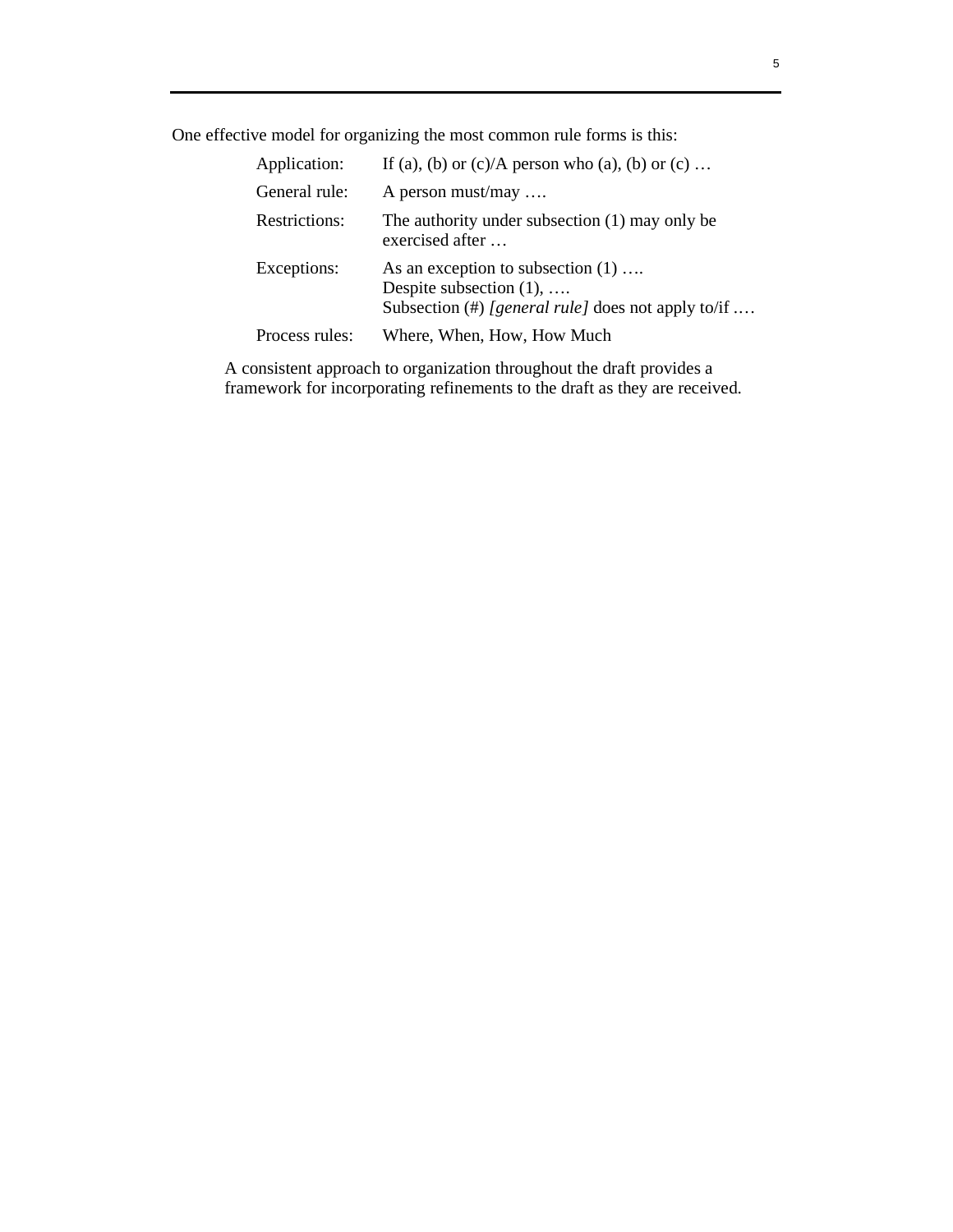One effective model for organizing the most common rule forms is this:

| | |
|---|---|
| Application: | If (a), (b) or (c)/A person who (a), (b) or (c) … |
| General rule: | A person must/may …. |
| Restrictions: | The authority under subsection (1) may only be exercised after … |
| Exceptions: | As an exception to subsection (1) ….<br>Despite subsection (1), ….<br>Subsection (#) *[general rule]* does not apply to/if …. |
| Process rules: | Where, When, How, How Much |

A consistent approach to organization throughout the draft provides a framework for incorporating refinements to the draft as they are received.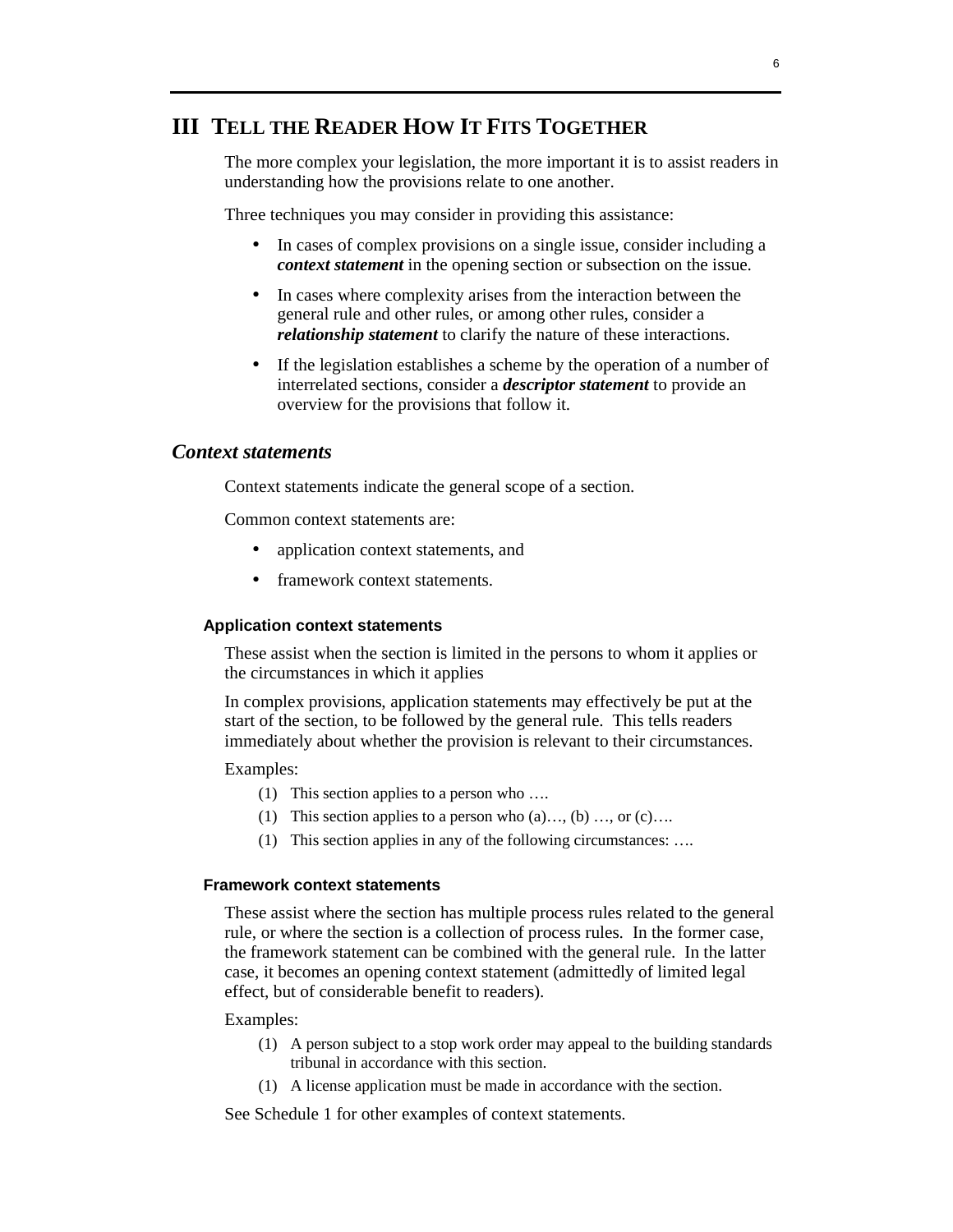# III TELL THE READER HOW IT FITS TOGETHER

The more complex your legislation, the more important it is to assist readers in understanding how the provisions relate to one another.

Three techniques you may consider in providing this assistance:

- In cases of complex provisions on a single issue, consider including a ***context statement*** in the opening section or subsection on the issue.
- In cases where complexity arises from the interaction between the general rule and other rules, or among other rules, consider a ***relationship statement*** to clarify the nature of these interactions.
- If the legislation establishes a scheme by the operation of a number of interrelated sections, consider a ***descriptor statement*** to provide an overview for the provisions that follow it.

## *Context statements*

Context statements indicate the general scope of a section.

Common context statements are:

- application context statements, and
- framework context statements.

### Application context statements

These assist when the section is limited in the persons to whom it applies or the circumstances in which it applies

In complex provisions, application statements may effectively be put at the start of the section, to be followed by the general rule. This tells readers immediately about whether the provision is relevant to their circumstances.

Examples:

(1) This section applies to a person who ….

(1) This section applies to a person who (a)…, (b) …, or (c)….

(1) This section applies in any of the following circumstances: ….

### Framework context statements

These assist where the section has multiple process rules related to the general rule, or where the section is a collection of process rules. In the former case, the framework statement can be combined with the general rule. In the latter case, it becomes an opening context statement (admittedly of limited legal effect, but of considerable benefit to readers).

Examples:

(1) A person subject to a stop work order may appeal to the building standards tribunal in accordance with this section.

(1) A license application must be made in accordance with the section.

See Schedule 1 for other examples of context statements.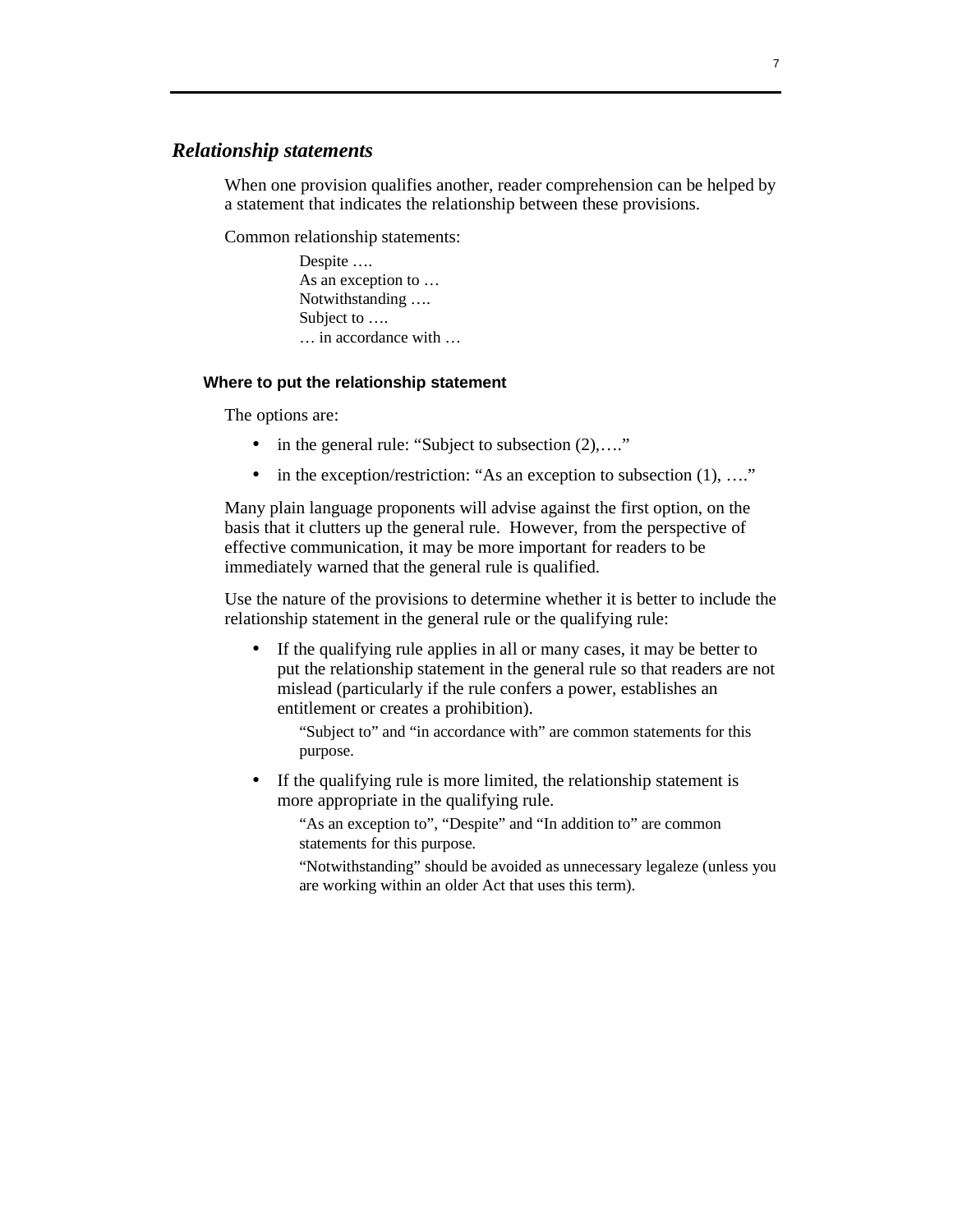## *Relationship statements*

When one provision qualifies another, reader comprehension can be helped by a statement that indicates the relationship between these provisions.

Common relationship statements:

> Despite ….
> As an exception to …
> Notwithstanding ….
> Subject to ….
> … in accordance with …

### Where to put the relationship statement

The options are:

- in the general rule: "Subject to subsection (2),…."
- in the exception/restriction: "As an exception to subsection (1), …."

Many plain language proponents will advise against the first option, on the basis that it clutters up the general rule. However, from the perspective of effective communication, it may be more important for readers to be immediately warned that the general rule is qualified.

Use the nature of the provisions to determine whether it is better to include the relationship statement in the general rule or the qualifying rule:

- If the qualifying rule applies in all or many cases, it may be better to put the relationship statement in the general rule so that readers are not mislead (particularly if the rule confers a power, establishes an entitlement or creates a prohibition).

  "Subject to" and "in accordance with" are common statements for this purpose.

- If the qualifying rule is more limited, the relationship statement is more appropriate in the qualifying rule.

  "As an exception to", "Despite" and "In addition to" are common statements for this purpose.

  "Notwithstanding" should be avoided as unnecessary legaleze (unless you are working within an older Act that uses this term).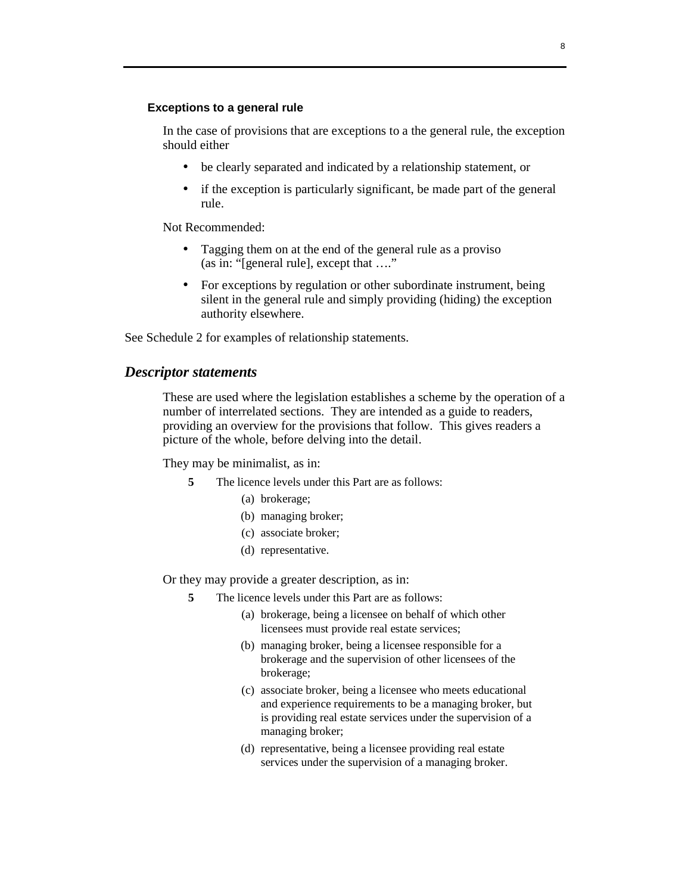### Exceptions to a general rule

In the case of provisions that are exceptions to a the general rule, the exception should either

- be clearly separated and indicated by a relationship statement, or
- if the exception is particularly significant, be made part of the general rule.

Not Recommended:

- Tagging them on at the end of the general rule as a proviso (as in: "[general rule], except that …."
- For exceptions by regulation or other subordinate instrument, being silent in the general rule and simply providing (hiding) the exception authority elsewhere.

See Schedule 2 for examples of relationship statements.

## *Descriptor statements*

These are used where the legislation establishes a scheme by the operation of a number of interrelated sections. They are intended as a guide to readers, providing an overview for the provisions that follow. This gives readers a picture of the whole, before delving into the detail.

They may be minimalist, as in:

> **5** The licence levels under this Part are as follows:
>
> (a) brokerage;
>
> (b) managing broker;
>
> (c) associate broker;
>
> (d) representative.

Or they may provide a greater description, as in:

> **5** The licence levels under this Part are as follows:
>
> (a) brokerage, being a licensee on behalf of which other licensees must provide real estate services;
>
> (b) managing broker, being a licensee responsible for a brokerage and the supervision of other licensees of the brokerage;
>
> (c) associate broker, being a licensee who meets educational and experience requirements to be a managing broker, but is providing real estate services under the supervision of a managing broker;
>
> (d) representative, being a licensee providing real estate services under the supervision of a managing broker.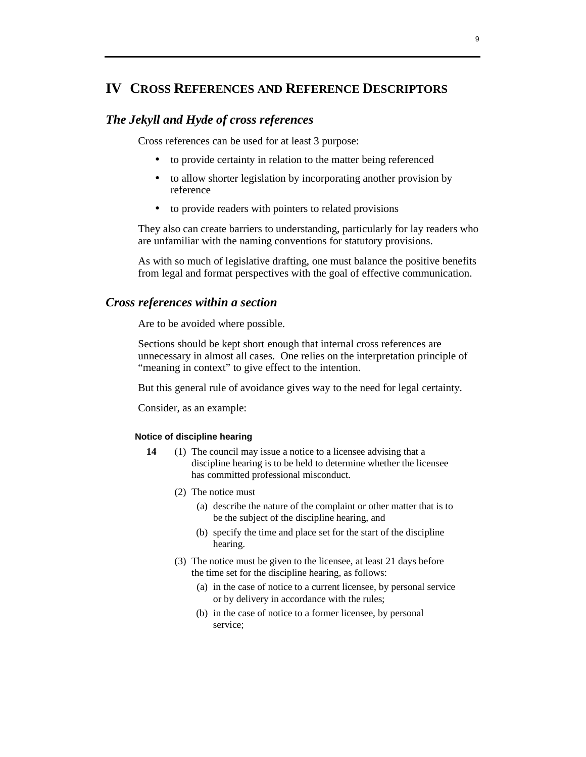# IV CROSS REFERENCES AND REFERENCE DESCRIPTORS

## *The Jekyll and Hyde of cross references*

Cross references can be used for at least 3 purpose:

- to provide certainty in relation to the matter being referenced
- to allow shorter legislation by incorporating another provision by reference
- to provide readers with pointers to related provisions

They also can create barriers to understanding, particularly for lay readers who are unfamiliar with the naming conventions for statutory provisions.

As with so much of legislative drafting, one must balance the positive benefits from legal and format perspectives with the goal of effective communication.

## *Cross references within a section*

Are to be avoided where possible.

Sections should be kept short enough that internal cross references are unnecessary in almost all cases. One relies on the interpretation principle of "meaning in context" to give effect to the intention.

But this general rule of avoidance gives way to the need for legal certainty.

Consider, as an example:

**Notice of discipline hearing**

**14** (1) The council may issue a notice to a licensee advising that a discipline hearing is to be held to determine whether the licensee has committed professional misconduct.

(2) The notice must

(a) describe the nature of the complaint or other matter that is to be the subject of the discipline hearing, and

(b) specify the time and place set for the start of the discipline hearing.

(3) The notice must be given to the licensee, at least 21 days before the time set for the discipline hearing, as follows:

(a) in the case of notice to a current licensee, by personal service or by delivery in accordance with the rules;

(b) in the case of notice to a former licensee, by personal service;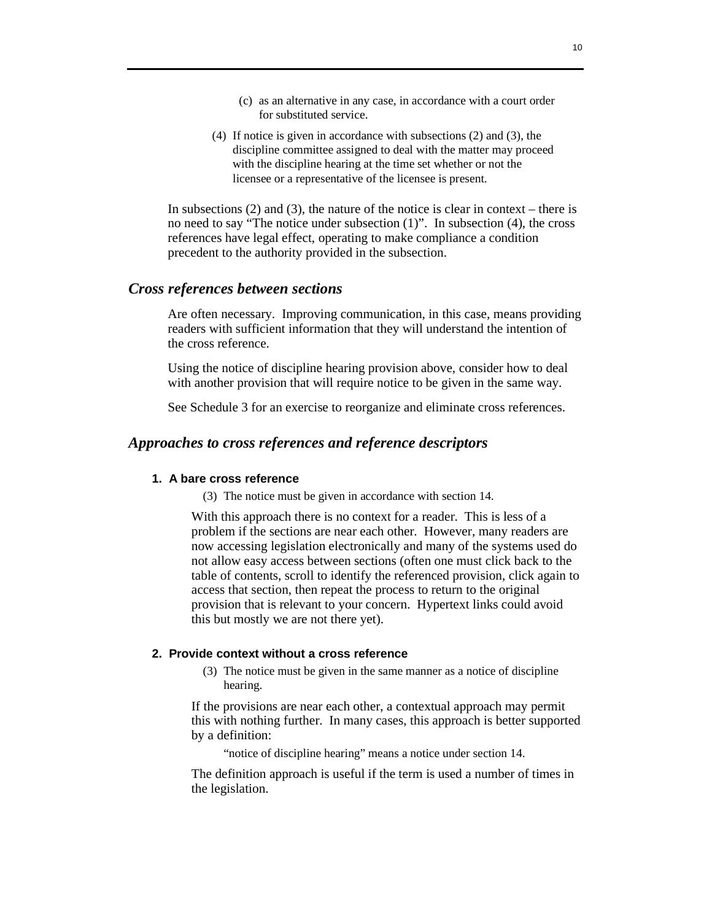(c) as an alternative in any case, in accordance with a court order for substituted service.

(4) If notice is given in accordance with subsections (2) and (3), the discipline committee assigned to deal with the matter may proceed with the discipline hearing at the time set whether or not the licensee or a representative of the licensee is present.

In subsections (2) and (3), the nature of the notice is clear in context – there is no need to say "The notice under subsection (1)". In subsection (4), the cross references have legal effect, operating to make compliance a condition precedent to the authority provided in the subsection.

## *Cross references between sections*

Are often necessary. Improving communication, in this case, means providing readers with sufficient information that they will understand the intention of the cross reference.

Using the notice of discipline hearing provision above, consider how to deal with another provision that will require notice to be given in the same way.

See Schedule 3 for an exercise to reorganize and eliminate cross references.

## *Approaches to cross references and reference descriptors*

### 1. A bare cross reference

(3) The notice must be given in accordance with section 14.

With this approach there is no context for a reader. This is less of a problem if the sections are near each other. However, many readers are now accessing legislation electronically and many of the systems used do not allow easy access between sections (often one must click back to the table of contents, scroll to identify the referenced provision, click again to access that section, then repeat the process to return to the original provision that is relevant to your concern. Hypertext links could avoid this but mostly we are not there yet).

### 2. Provide context without a cross reference

(3) The notice must be given in the same manner as a notice of discipline hearing.

If the provisions are near each other, a contextual approach may permit this with nothing further. In many cases, this approach is better supported by a definition:

"notice of discipline hearing" means a notice under section 14.

The definition approach is useful if the term is used a number of times in the legislation.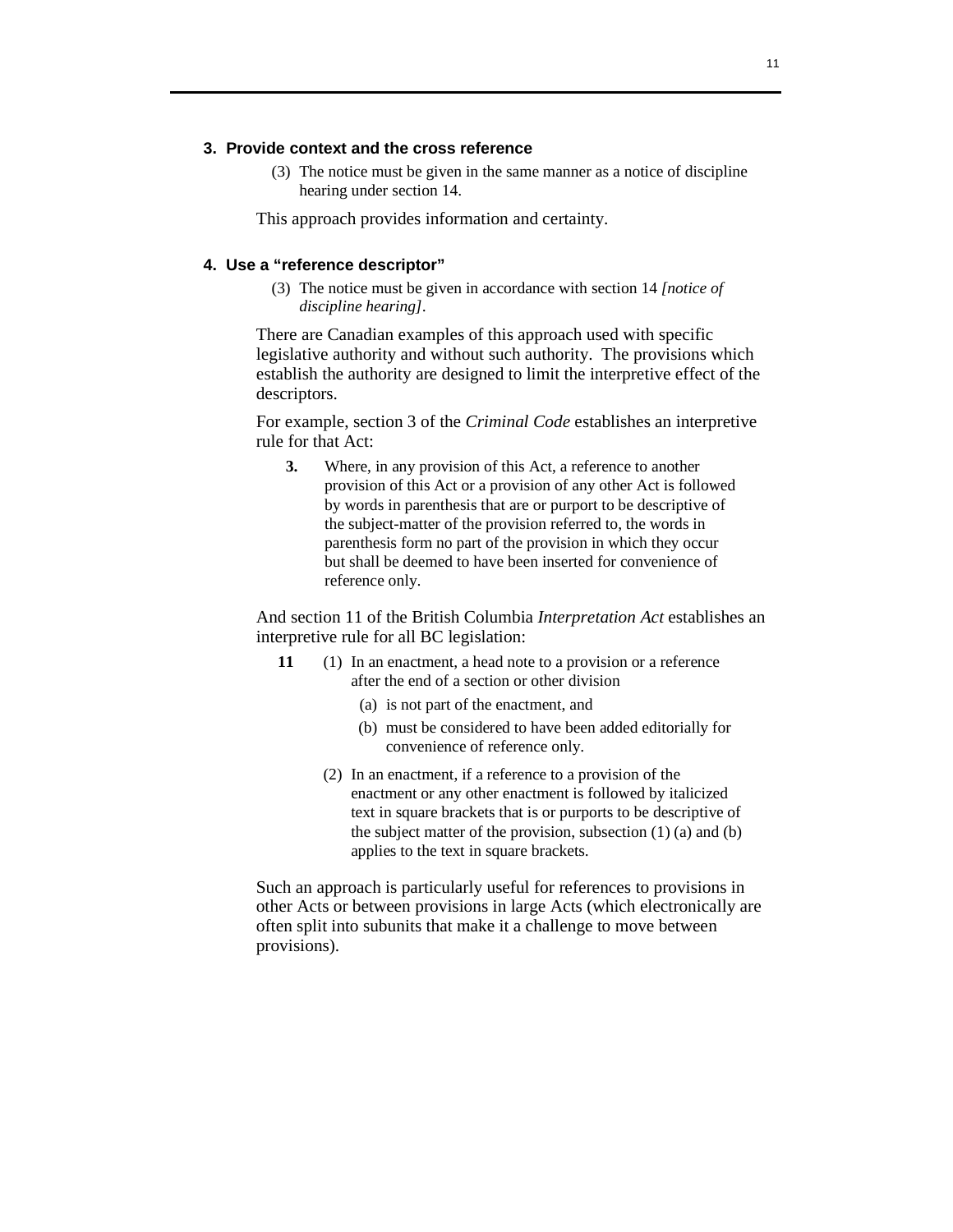### 3. Provide context and the cross reference

> (3) The notice must be given in the same manner as a notice of discipline hearing under section 14.

This approach provides information and certainty.

### 4. Use a "reference descriptor"

> (3) The notice must be given in accordance with section 14 *[notice of discipline hearing]*.

There are Canadian examples of this approach used with specific legislative authority and without such authority. The provisions which establish the authority are designed to limit the interpretive effect of the descriptors.

For example, section 3 of the *Criminal Code* establishes an interpretive rule for that Act:

> **3.** Where, in any provision of this Act, a reference to another provision of this Act or a provision of any other Act is followed by words in parenthesis that are or purport to be descriptive of the subject-matter of the provision referred to, the words in parenthesis form no part of the provision in which they occur but shall be deemed to have been inserted for convenience of reference only.

And section 11 of the British Columbia *Interpretation Act* establishes an interpretive rule for all BC legislation:

> **11** (1) In an enactment, a head note to a provision or a reference after the end of a section or other division
>
> (a) is not part of the enactment, and
>
> (b) must be considered to have been added editorially for convenience of reference only.
>
> (2) In an enactment, if a reference to a provision of the enactment or any other enactment is followed by italicized text in square brackets that is or purports to be descriptive of the subject matter of the provision, subsection (1) (a) and (b) applies to the text in square brackets.

Such an approach is particularly useful for references to provisions in other Acts or between provisions in large Acts (which electronically are often split into subunits that make it a challenge to move between provisions).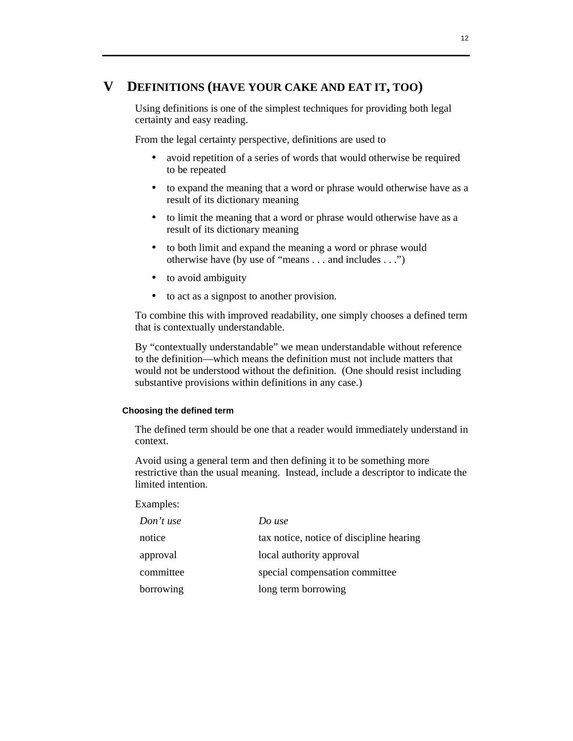# V DEFINITIONS (HAVE YOUR CAKE AND EAT IT, TOO)

Using definitions is one of the simplest techniques for providing both legal certainty and easy reading.

From the legal certainty perspective, definitions are used to

- avoid repetition of a series of words that would otherwise be required to be repeated
- to expand the meaning that a word or phrase would otherwise have as a result of its dictionary meaning
- to limit the meaning that a word or phrase would otherwise have as a result of its dictionary meaning
- to both limit and expand the meaning a word or phrase would otherwise have (by use of "means . . . and includes . . .")
- to avoid ambiguity
- to act as a signpost to another provision.

To combine this with improved readability, one simply chooses a defined term that is contextually understandable.

By "contextually understandable" we mean understandable without reference to the definition—which means the definition must not include matters that would not be understood without the definition. (One should resist including substantive provisions within definitions in any case.)

### Choosing the defined term

The defined term should be one that a reader would immediately understand in context.

Avoid using a general term and then defining it to be something more restrictive than the usual meaning. Instead, include a descriptor to indicate the limited intention.

Examples:

| *Don't use* | *Do use* |
|---|---|
| notice | tax notice, notice of discipline hearing |
| approval | local authority approval |
| committee | special compensation committee |
| borrowing | long term borrowing |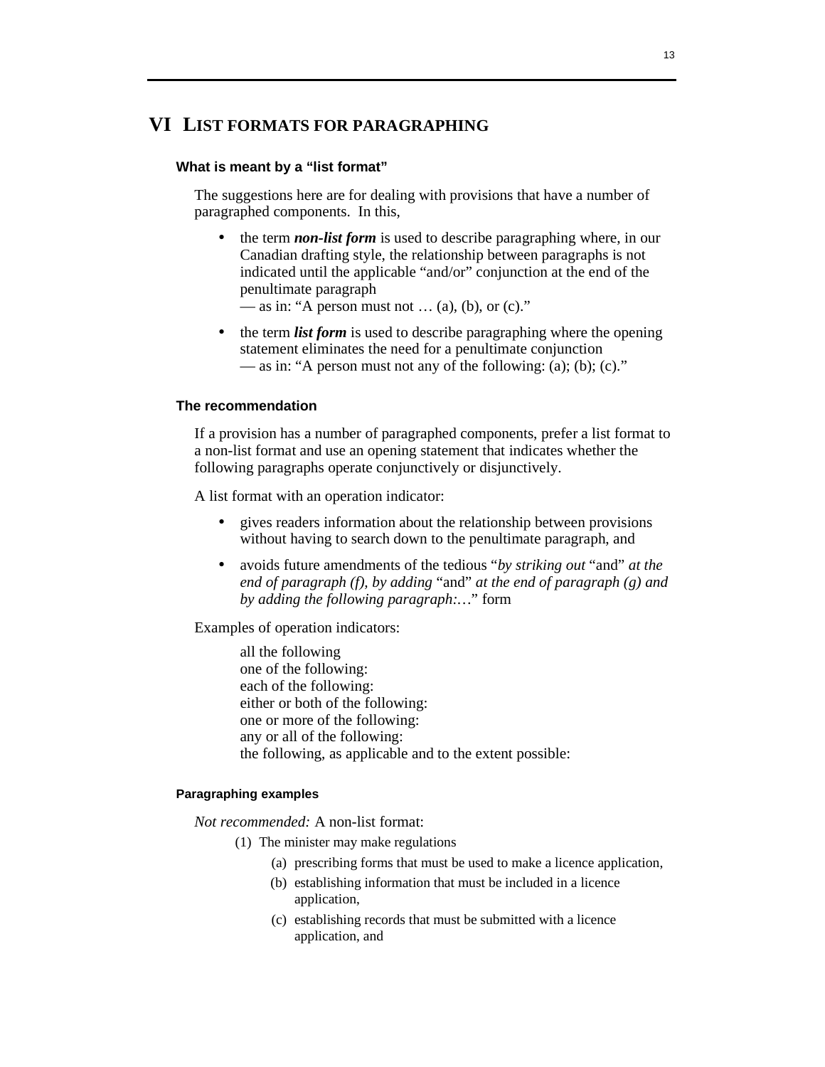# VI LIST FORMATS FOR PARAGRAPHING

### What is meant by a "list format"

The suggestions here are for dealing with provisions that have a number of paragraphed components. In this,

- the term ***non-list form*** is used to describe paragraphing where, in our Canadian drafting style, the relationship between paragraphs is not indicated until the applicable "and/or" conjunction at the end of the penultimate paragraph
  — as in: "A person must not … (a), (b), or (c)."
- the term ***list form*** is used to describe paragraphing where the opening statement eliminates the need for a penultimate conjunction
  — as in: "A person must not any of the following: (a); (b); (c)."

### The recommendation

If a provision has a number of paragraphed components, prefer a list format to a non-list format and use an opening statement that indicates whether the following paragraphs operate conjunctively or disjunctively.

A list format with an operation indicator:

- gives readers information about the relationship between provisions without having to search down to the penultimate paragraph, and
- avoids future amendments of the tedious "*by striking out* "and" *at the end of paragraph (f), by adding* "and" *at the end of paragraph (g) and by adding the following paragraph:…*" form

Examples of operation indicators:

all the following
one of the following:
each of the following:
either or both of the following:
one or more of the following:
any or all of the following:
the following, as applicable and to the extent possible:

#### Paragraphing examples

*Not recommended:* A non-list format:

(1) The minister may make regulations

(a) prescribing forms that must be used to make a licence application,

(b) establishing information that must be included in a licence application,

(c) establishing records that must be submitted with a licence application, and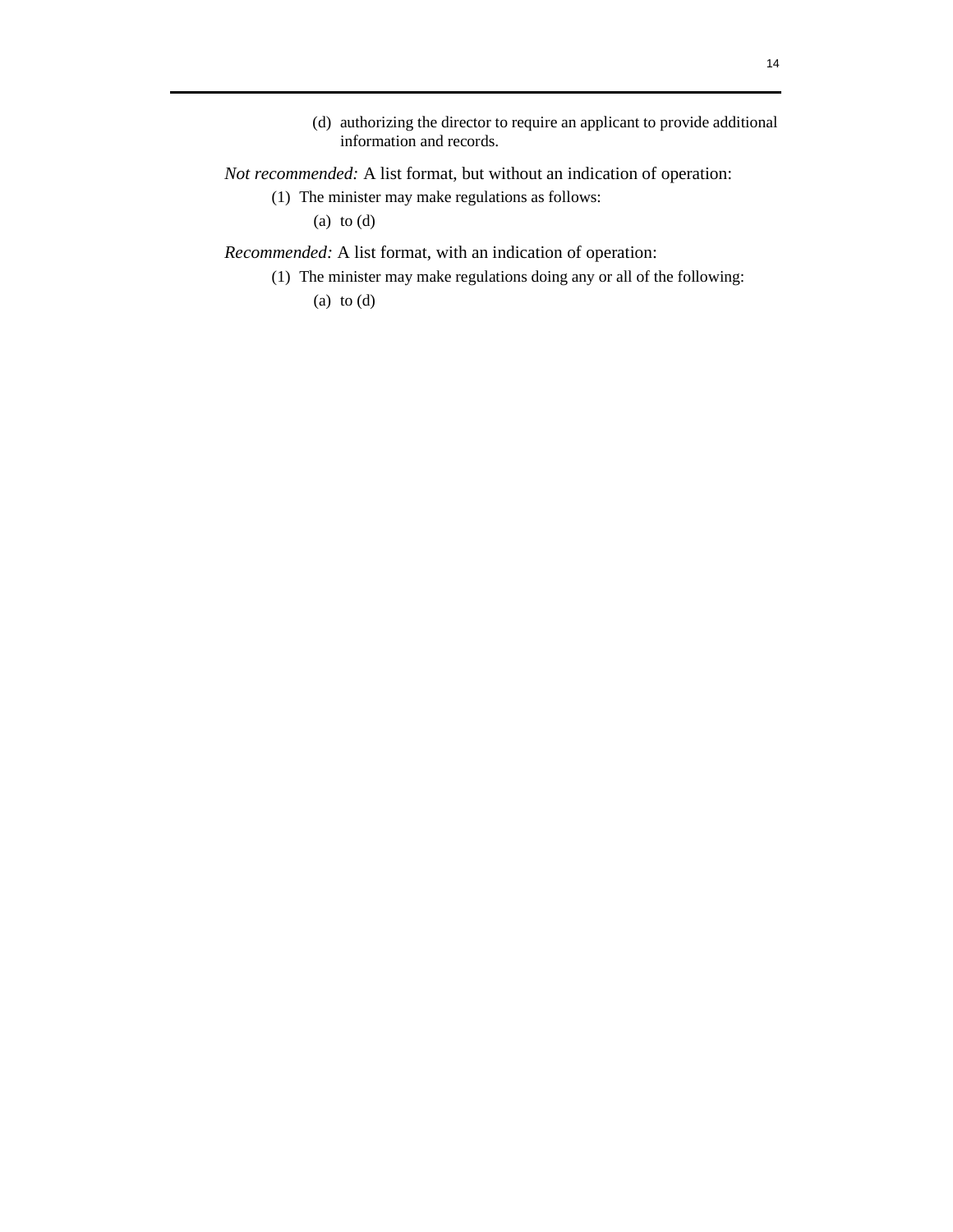(d) authorizing the director to require an applicant to provide additional information and records.

*Not recommended:* A list format, but without an indication of operation:

(1) The minister may make regulations as follows:

(a) to (d)

*Recommended:* A list format, with an indication of operation:

(1) The minister may make regulations doing any or all of the following:

(a) to (d)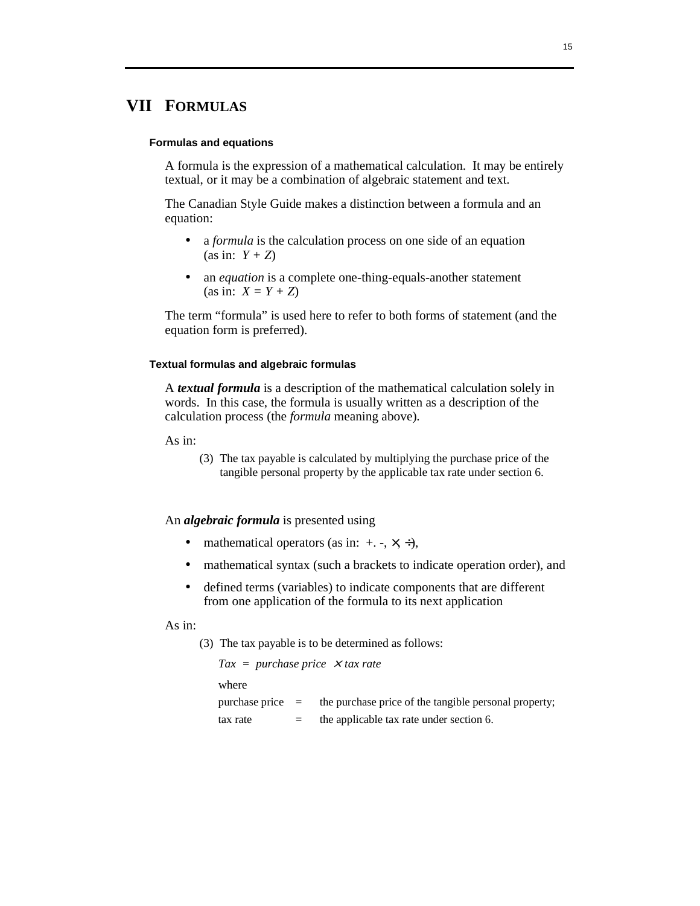# VII FORMULAS

### Formulas and equations

A formula is the expression of a mathematical calculation. It may be entirely textual, or it may be a combination of algebraic statement and text.

The Canadian Style Guide makes a distinction between a formula and an equation:

- a *formula* is the calculation process on one side of an equation (as in: $Y + Z$)
- an *equation* is a complete one-thing-equals-another statement (as in: $X = Y + Z$)

The term “formula” is used here to refer to both forms of statement (and the equation form is preferred).

### Textual formulas and algebraic formulas

A ***textual formula*** is a description of the mathematical calculation solely in words. In this case, the formula is usually written as a description of the calculation process (the *formula* meaning above).

As in:

> (3) The tax payable is calculated by multiplying the purchase price of the tangible personal property by the applicable tax rate under section 6.

An ***algebraic formula*** is presented using

- mathematical operators (as in: +. -, ×, ÷),
- mathematical syntax (such a brackets to indicate operation order), and
- defined terms (variables) to indicate components that are different from one application of the formula to its next application

As in:

> (3) The tax payable is to be determined as follows:
>
> *Tax = purchase price × tax rate*
>
> where
>
> purchase price = the purchase price of the tangible personal property;
>
> tax rate = the applicable tax rate under section 6.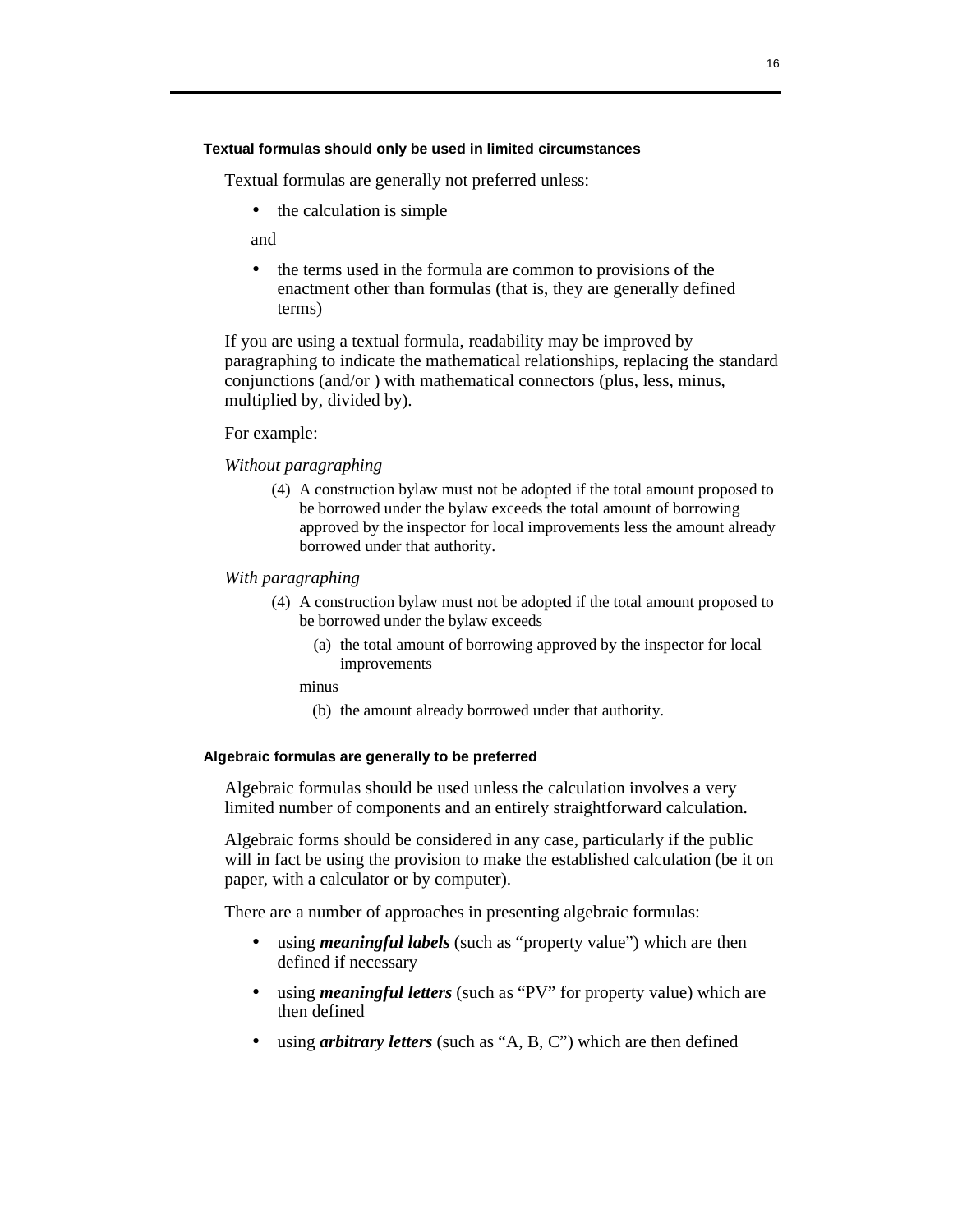### Textual formulas should only be used in limited circumstances

Textual formulas are generally not preferred unless:

- the calculation is simple

and

- the terms used in the formula are common to provisions of the enactment other than formulas (that is, they are generally defined terms)

If you are using a textual formula, readability may be improved by paragraphing to indicate the mathematical relationships, replacing the standard conjunctions (and/or ) with mathematical connectors (plus, less, minus, multiplied by, divided by).

For example:

*Without paragraphing*

> (4) A construction bylaw must not be adopted if the total amount proposed to be borrowed under the bylaw exceeds the total amount of borrowing approved by the inspector for local improvements less the amount already borrowed under that authority.

*With paragraphing*

> (4) A construction bylaw must not be adopted if the total amount proposed to be borrowed under the bylaw exceeds
>
> (a) the total amount of borrowing approved by the inspector for local improvements
>
> minus
>
> (b) the amount already borrowed under that authority.

### Algebraic formulas are generally to be preferred

Algebraic formulas should be used unless the calculation involves a very limited number of components and an entirely straightforward calculation.

Algebraic forms should be considered in any case, particularly if the public will in fact be using the provision to make the established calculation (be it on paper, with a calculator or by computer).

There are a number of approaches in presenting algebraic formulas:

- using ***meaningful labels*** (such as “property value”) which are then defined if necessary
- using ***meaningful letters*** (such as “PV” for property value) which are then defined
- using ***arbitrary letters*** (such as “A, B, C”) which are then defined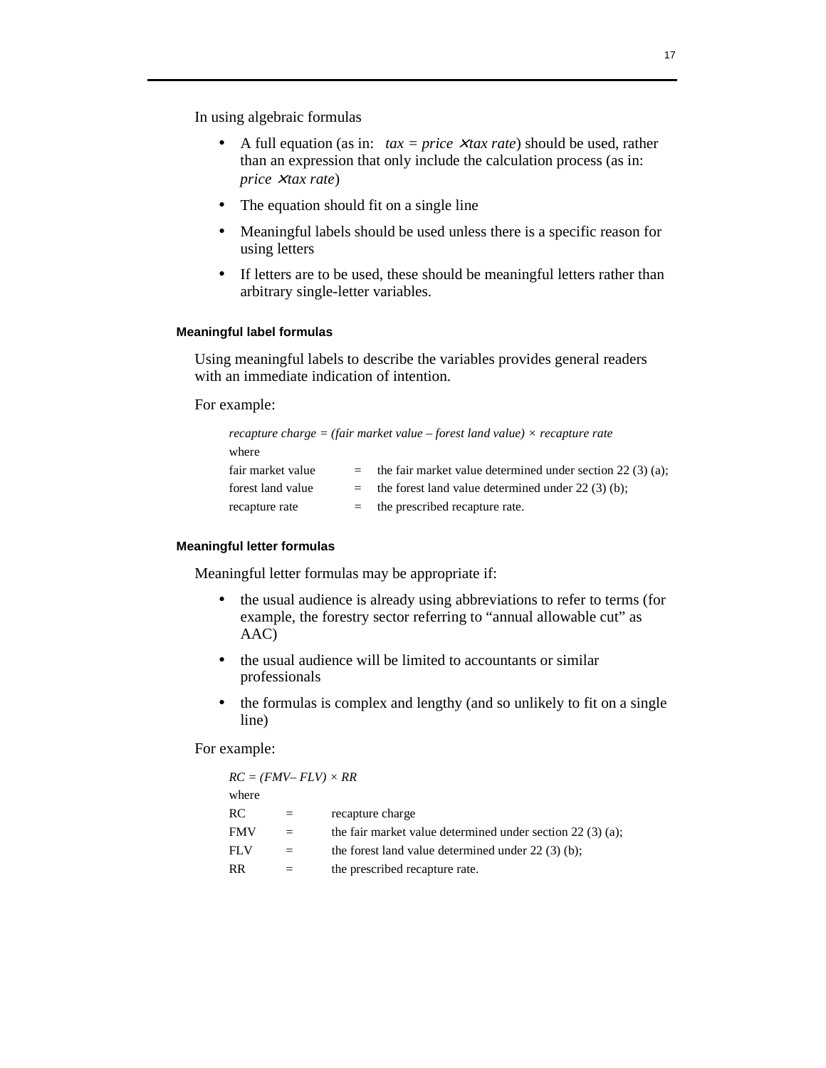In using algebraic formulas

- A full equation (as in: *tax = price × tax rate*) should be used, rather than an expression that only include the calculation process (as in: *price × tax rate*)
- The equation should fit on a single line
- Meaningful labels should be used unless there is a specific reason for using letters
- If letters are to be used, these should be meaningful letters rather than arbitrary single-letter variables.

#### Meaningful label formulas

Using meaningful labels to describe the variables provides general readers with an immediate indication of intention.

For example:

*recapture charge = (fair market value – forest land value) × recapture rate*

where

| | | |
|---|---|---|
| fair market value | = | the fair market value determined under section 22 (3) (a); |
| forest land value | = | the forest land value determined under 22 (3) (b); |
| recapture rate | = | the prescribed recapture rate. |

#### Meaningful letter formulas

Meaningful letter formulas may be appropriate if:

- the usual audience is already using abbreviations to refer to terms (for example, the forestry sector referring to “annual allowable cut” as AAC)
- the usual audience will be limited to accountants or similar professionals
- the formulas is complex and lengthy (and so unlikely to fit on a single line)

For example:

*RC = (FMV– FLV) × RR*

where

| | | |
|---|---|---|
| RC | = | recapture charge |
| FMV | = | the fair market value determined under section 22 (3) (a); |
| FLV | = | the forest land value determined under 22 (3) (b); |
| RR | = | the prescribed recapture rate. |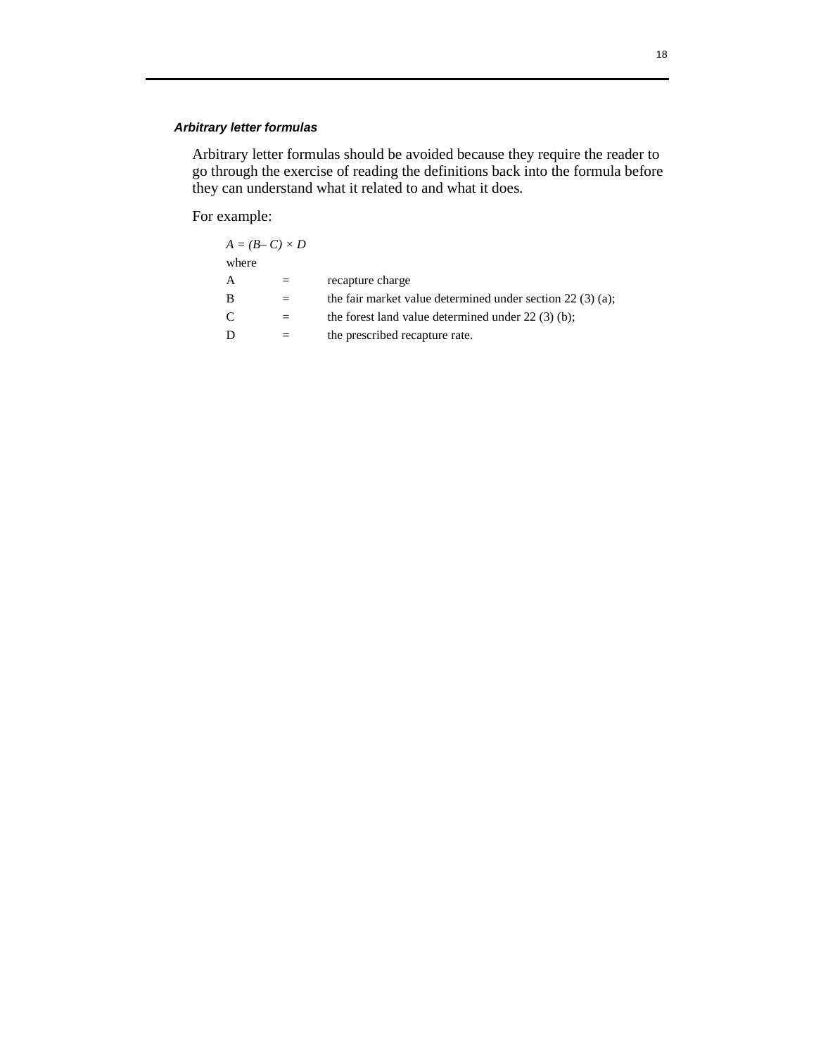### *Arbitrary letter formulas*

Arbitrary letter formulas should be avoided because they require the reader to go through the exercise of reading the definitions back into the formula before they can understand what it related to and what it does.

For example:

$A = (B – C) \times D$

where

| | | |
|---|---|---|
| A | = | recapture charge |
| B | = | the fair market value determined under section 22 (3) (a); |
| C | = | the forest land value determined under 22 (3) (b); |
| D | = | the prescribed recapture rate. |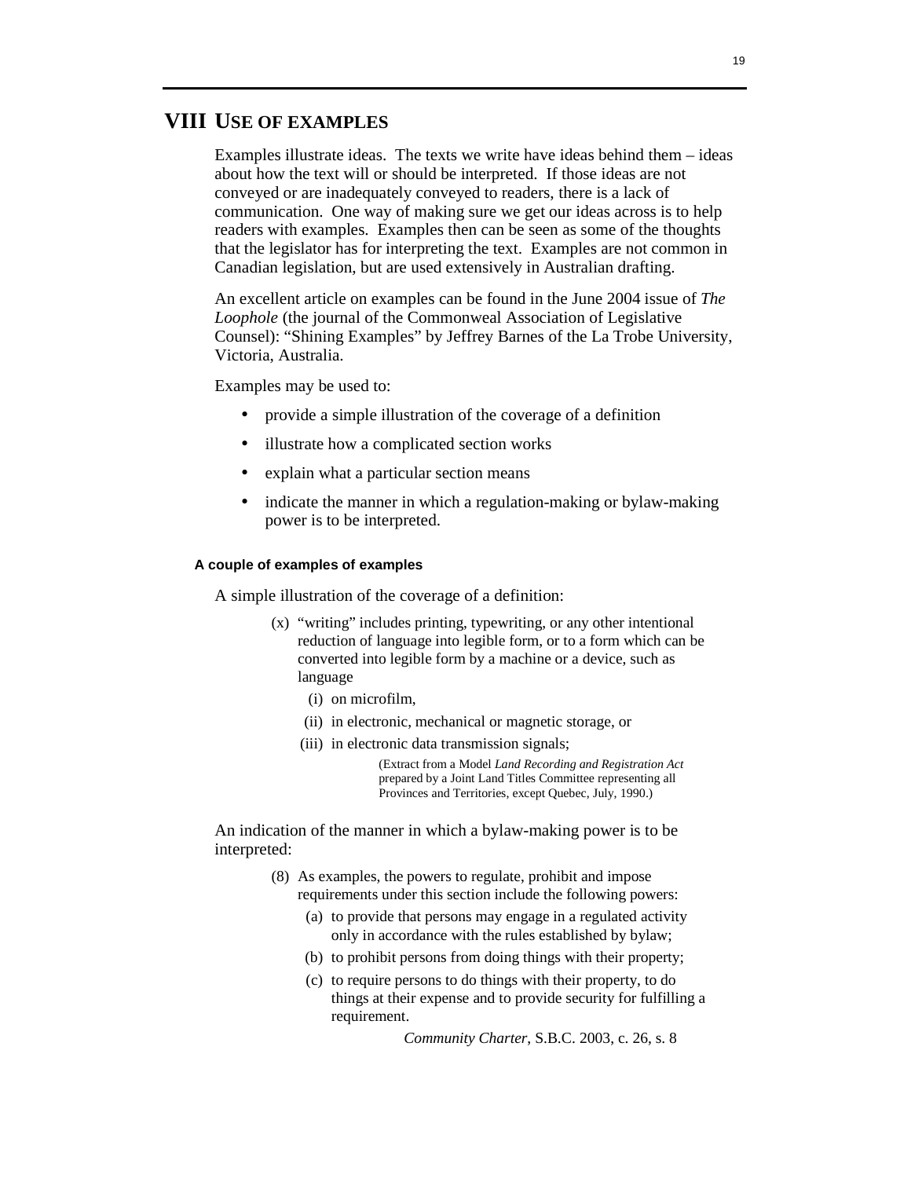# VIII USE OF EXAMPLES

Examples illustrate ideas. The texts we write have ideas behind them – ideas about how the text will or should be interpreted. If those ideas are not conveyed or are inadequately conveyed to readers, there is a lack of communication. One way of making sure we get our ideas across is to help readers with examples. Examples then can be seen as some of the thoughts that the legislator has for interpreting the text. Examples are not common in Canadian legislation, but are used extensively in Australian drafting.

An excellent article on examples can be found in the June 2004 issue of *The Loophole* (the journal of the Commonweal Association of Legislative Counsel): "Shining Examples" by Jeffrey Barnes of the La Trobe University, Victoria, Australia.

Examples may be used to:

- provide a simple illustration of the coverage of a definition
- illustrate how a complicated section works
- explain what a particular section means
- indicate the manner in which a regulation-making or bylaw-making power is to be interpreted.

#### A couple of examples of examples

A simple illustration of the coverage of a definition:

> (x) "writing" includes printing, typewriting, or any other intentional reduction of language into legible form, or to a form which can be converted into legible form by a machine or a device, such as language
>
> (i) on microfilm,
>
> (ii) in electronic, mechanical or magnetic storage, or
>
> (iii) in electronic data transmission signals;
>
> (Extract from a Model *Land Recording and Registration Act* prepared by a Joint Land Titles Committee representing all Provinces and Territories, except Quebec, July, 1990.)

An indication of the manner in which a bylaw-making power is to be interpreted:

> (8) As examples, the powers to regulate, prohibit and impose requirements under this section include the following powers:
>
> (a) to provide that persons may engage in a regulated activity only in accordance with the rules established by bylaw;
>
> (b) to prohibit persons from doing things with their property;
>
> (c) to require persons to do things with their property, to do things at their expense and to provide security for fulfilling a requirement.
>
> *Community Charter*, S.B.C. 2003, c. 26, s. 8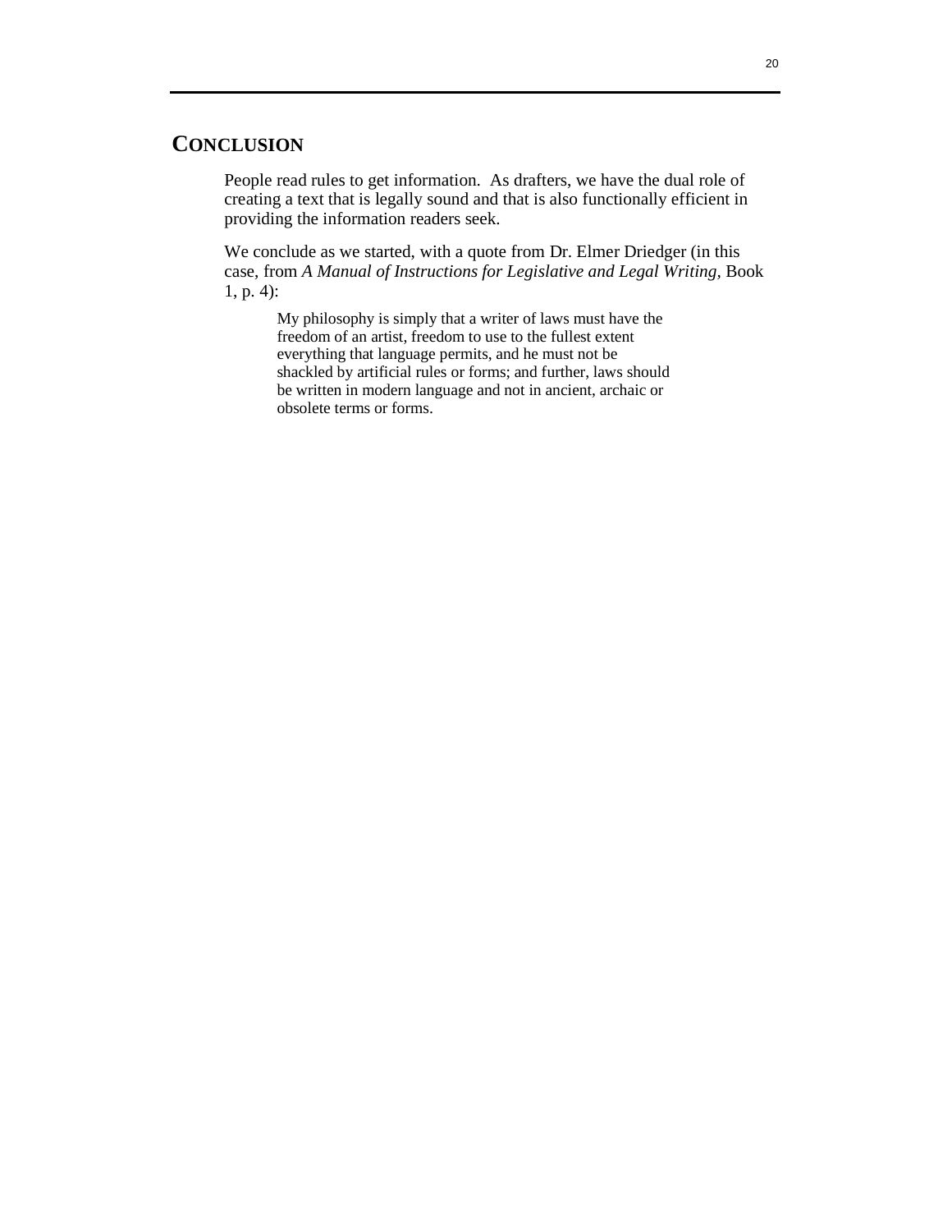## CONCLUSION

People read rules to get information. As drafters, we have the dual role of creating a text that is legally sound and that is also functionally efficient in providing the information readers seek.

We conclude as we started, with a quote from Dr. Elmer Driedger (in this case, from *A Manual of Instructions for Legislative and Legal Writing*, Book 1, p. 4):

> My philosophy is simply that a writer of laws must have the freedom of an artist, freedom to use to the fullest extent everything that language permits, and he must not be shackled by artificial rules or forms; and further, laws should be written in modern language and not in ancient, archaic or obsolete terms or forms.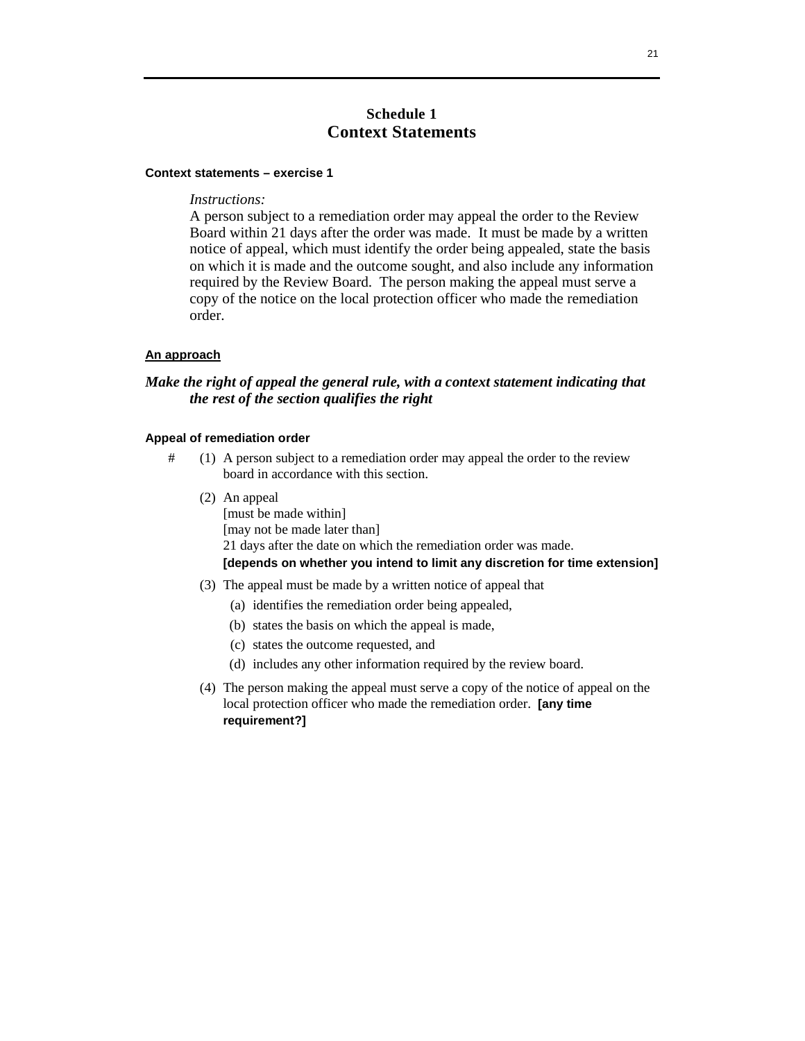# Schedule 1
# Context Statements

**Context statements – exercise 1**

> *Instructions:*
> A person subject to a remediation order may appeal the order to the Review Board within 21 days after the order was made. It must be made by a written notice of appeal, which must identify the order being appealed, state the basis on which it is made and the outcome sought, and also include any information required by the Review Board. The person making the appeal must serve a copy of the notice on the local protection officer who made the remediation order.

**<u>An approach</u>**

***Make the right of appeal the general rule, with a context statement indicating that the rest of the section qualifies the right***

**Appeal of remediation order**

# (1) A person subject to a remediation order may appeal the order to the review board in accordance with this section.

(2) An appeal
[must be made within]
[may not be made later than]
21 days after the date on which the remediation order was made.
**[depends on whether you intend to limit any discretion for time extension]**

(3) The appeal must be made by a written notice of appeal that

(a) identifies the remediation order being appealed,

(b) states the basis on which the appeal is made,

(c) states the outcome requested, and

(d) includes any other information required by the review board.

(4) The person making the appeal must serve a copy of the notice of appeal on the local protection officer who made the remediation order. **[any time requirement?]**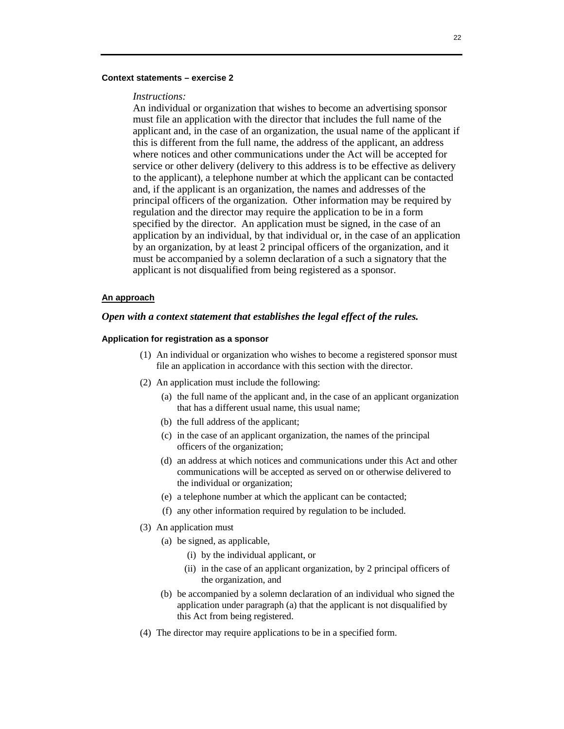**Context statements – exercise 2**

*Instructions:*

An individual or organization that wishes to become an advertising sponsor must file an application with the director that includes the full name of the applicant and, in the case of an organization, the usual name of the applicant if this is different from the full name, the address of the applicant, an address where notices and other communications under the Act will be accepted for service or other delivery (delivery to this address is to be effective as delivery to the applicant), a telephone number at which the applicant can be contacted and, if the applicant is an organization, the names and addresses of the principal officers of the organization. Other information may be required by regulation and the director may require the application to be in a form specified by the director. An application must be signed, in the case of an application by an individual, by that individual or, in the case of an application by an organization, by at least 2 principal officers of the organization, and it must be accompanied by a solemn declaration of a such a signatory that the applicant is not disqualified from being registered as a sponsor.

**An approach**

***Open with a context statement that establishes the legal effect of the rules.***

**Application for registration as a sponsor**

(1) An individual or organization who wishes to become a registered sponsor must file an application in accordance with this section with the director.

(2) An application must include the following:

(a) the full name of the applicant and, in the case of an applicant organization that has a different usual name, this usual name;

(b) the full address of the applicant;

(c) in the case of an applicant organization, the names of the principal officers of the organization;

(d) an address at which notices and communications under this Act and other communications will be accepted as served on or otherwise delivered to the individual or organization;

(e) a telephone number at which the applicant can be contacted;

(f) any other information required by regulation to be included.

(3) An application must

(a) be signed, as applicable,

(i) by the individual applicant, or

(ii) in the case of an applicant organization, by 2 principal officers of the organization, and

(b) be accompanied by a solemn declaration of an individual who signed the application under paragraph (a) that the applicant is not disqualified by this Act from being registered.

(4) The director may require applications to be in a specified form.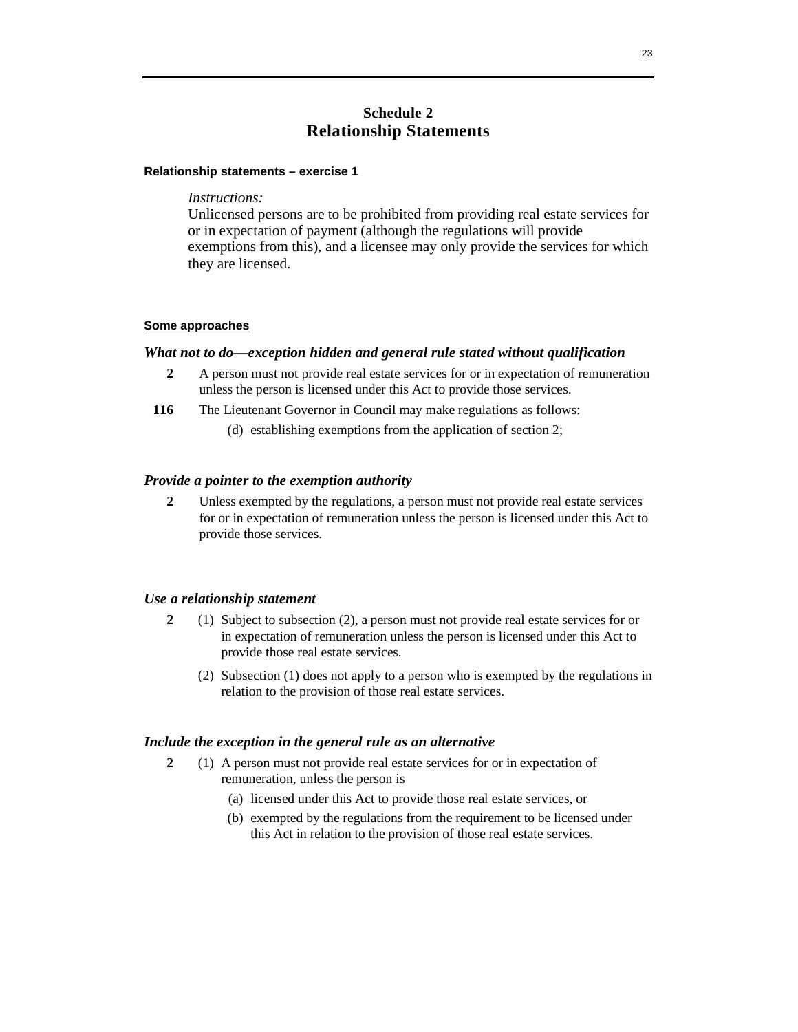# Schedule 2
# Relationship Statements

**Relationship statements – exercise 1**

*Instructions:*
Unlicensed persons are to be prohibited from providing real estate services for or in expectation of payment (although the regulations will provide exemptions from this), and a licensee may only provide the services for which they are licensed.

**Some approaches**

### *What not to do—exception hidden and general rule stated without qualification*

**2** A person must not provide real estate services for or in expectation of remuneration unless the person is licensed under this Act to provide those services.

**116** The Lieutenant Governor in Council may make regulations as follows:

(d) establishing exemptions from the application of section 2;

### *Provide a pointer to the exemption authority*

**2** Unless exempted by the regulations, a person must not provide real estate services for or in expectation of remuneration unless the person is licensed under this Act to provide those services.

### *Use a relationship statement*

**2** (1) Subject to subsection (2), a person must not provide real estate services for or in expectation of remuneration unless the person is licensed under this Act to provide those real estate services.

(2) Subsection (1) does not apply to a person who is exempted by the regulations in relation to the provision of those real estate services.

### *Include the exception in the general rule as an alternative*

**2** (1) A person must not provide real estate services for or in expectation of remuneration, unless the person is

(a) licensed under this Act to provide those real estate services, or

(b) exempted by the regulations from the requirement to be licensed under this Act in relation to the provision of those real estate services.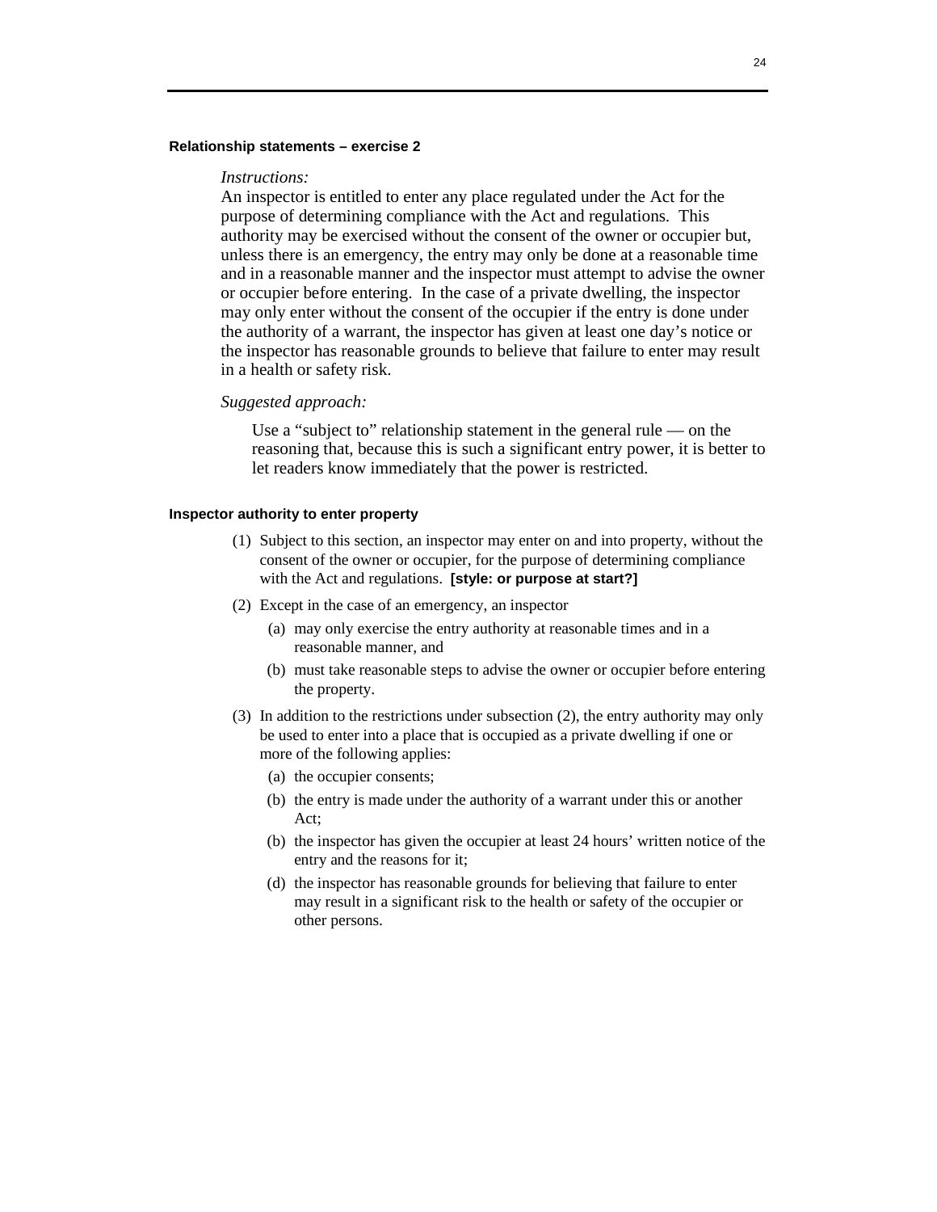#### Relationship statements – exercise 2

*Instructions:*

An inspector is entitled to enter any place regulated under the Act for the purpose of determining compliance with the Act and regulations. This authority may be exercised without the consent of the owner or occupier but, unless there is an emergency, the entry may only be done at a reasonable time and in a reasonable manner and the inspector must attempt to advise the owner or occupier before entering. In the case of a private dwelling, the inspector may only enter without the consent of the occupier if the entry is done under the authority of a warrant, the inspector has given at least one day's notice or the inspector has reasonable grounds to believe that failure to enter may result in a health or safety risk.

*Suggested approach:*

> Use a "subject to" relationship statement in the general rule — on the reasoning that, because this is such a significant entry power, it is better to let readers know immediately that the power is restricted.

#### Inspector authority to enter property

(1) Subject to this section, an inspector may enter on and into property, without the consent of the owner or occupier, for the purpose of determining compliance with the Act and regulations. **[style: or purpose at start?]**

(2) Except in the case of an emergency, an inspector

  (a) may only exercise the entry authority at reasonable times and in a reasonable manner, and

  (b) must take reasonable steps to advise the owner or occupier before entering the property.

(3) In addition to the restrictions under subsection (2), the entry authority may only be used to enter into a place that is occupied as a private dwelling if one or more of the following applies:

  (a) the occupier consents;

  (b) the entry is made under the authority of a warrant under this or another Act;

  (b) the inspector has given the occupier at least 24 hours' written notice of the entry and the reasons for it;

  (d) the inspector has reasonable grounds for believing that failure to enter may result in a significant risk to the health or safety of the occupier or other persons.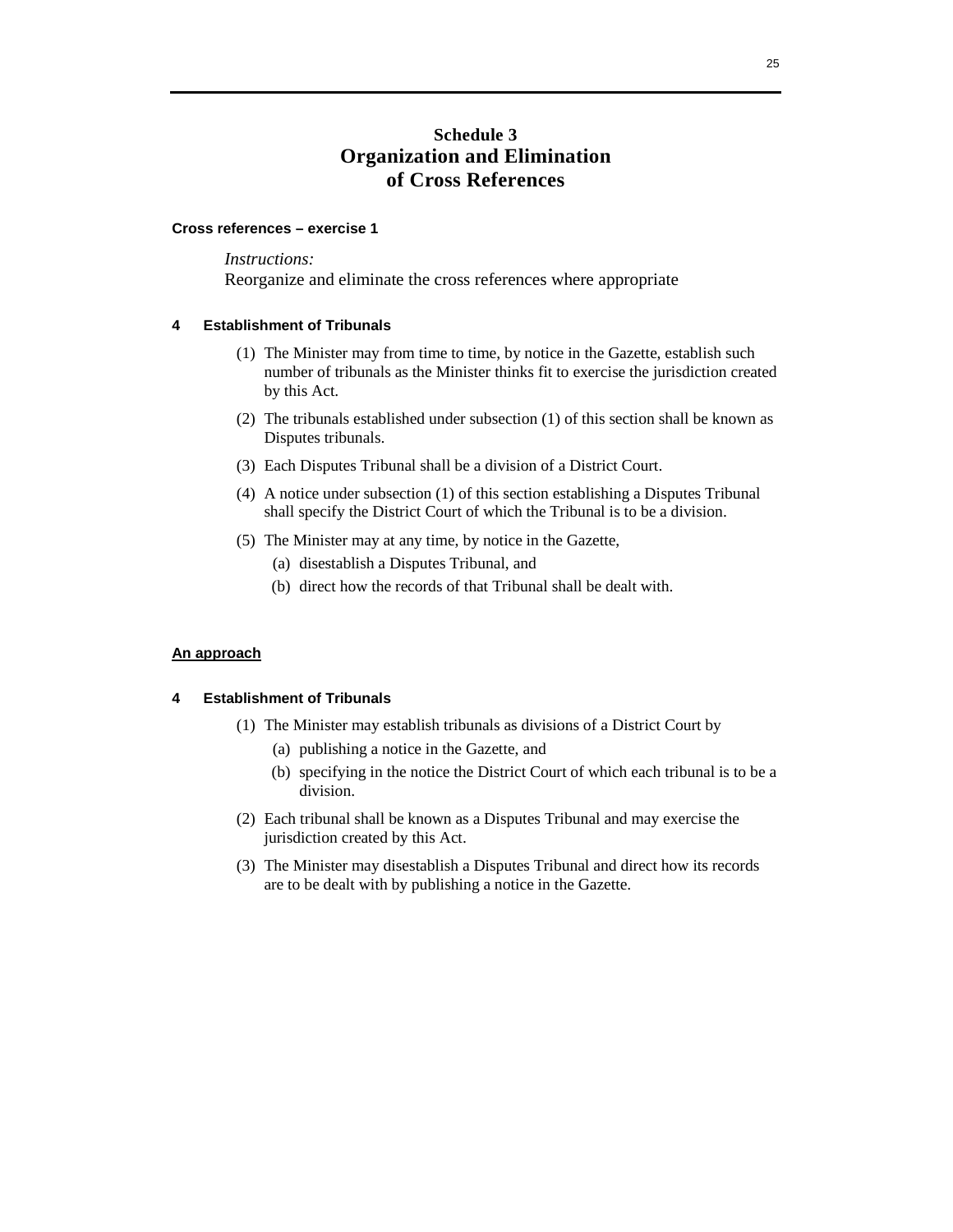# Schedule 3
# Organization and Elimination of Cross References

#### Cross references – exercise 1

*Instructions:*
Reorganize and eliminate the cross references where appropriate

#### 4 Establishment of Tribunals

(1) The Minister may from time to time, by notice in the Gazette, establish such number of tribunals as the Minister thinks fit to exercise the jurisdiction created by this Act.

(2) The tribunals established under subsection (1) of this section shall be known as Disputes tribunals.

(3) Each Disputes Tribunal shall be a division of a District Court.

(4) A notice under subsection (1) of this section establishing a Disputes Tribunal shall specify the District Court of which the Tribunal is to be a division.

(5) The Minister may at any time, by notice in the Gazette,

- (a) disestablish a Disputes Tribunal, and
- (b) direct how the records of that Tribunal shall be dealt with.

#### An approach

#### 4 Establishment of Tribunals

(1) The Minister may establish tribunals as divisions of a District Court by

- (a) publishing a notice in the Gazette, and
- (b) specifying in the notice the District Court of which each tribunal is to be a division.

(2) Each tribunal shall be known as a Disputes Tribunal and may exercise the jurisdiction created by this Act.

(3) The Minister may disestablish a Disputes Tribunal and direct how its records are to be dealt with by publishing a notice in the Gazette.